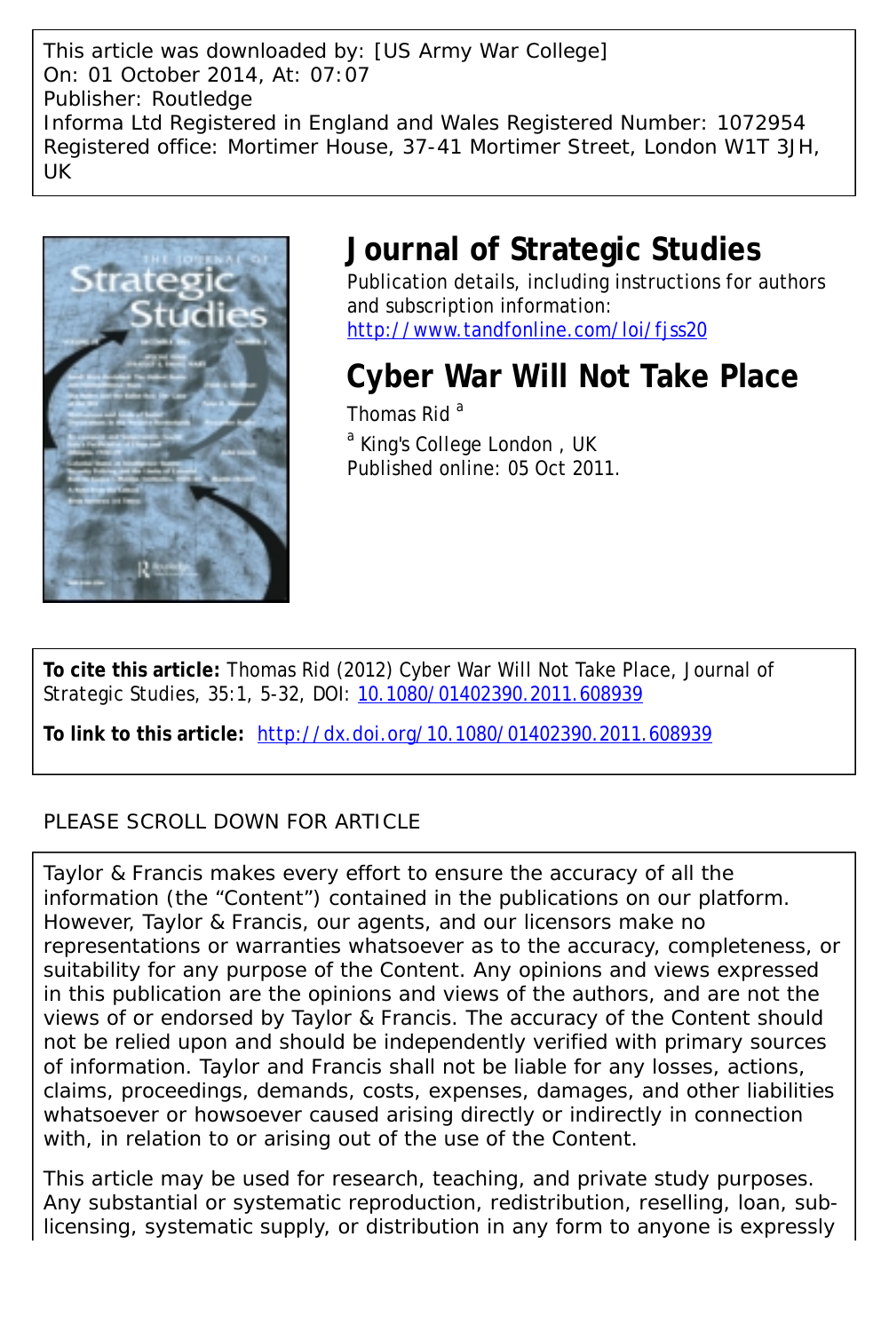This article was downloaded by: [US Army War College]
On: 01 October 2014, At: 07:07
Publisher: Routledge
Informa Ltd Registered in England and Wales Registered Number: 1072954
Registered office: Mortimer House, 37-41 Mortimer Street, London W1T 3JH, UK

# Journal of Strategic Studies

Publication details, including instructions for authors and subscription information:
http://www.tandfonline.com/loi/fjss20

# Cyber War Will Not Take Place

Thomas Rid [a]

[a] King's College London , UK

Published online: 05 Oct 2011.

**To cite this article:** Thomas Rid (2012) Cyber War Will Not Take Place, Journal of Strategic Studies, 35:1, 5-32, DOI: 10.1080/01402390.2011.608939

**To link to this article:** http://dx.doi.org/10.1080/01402390.2011.608939

PLEASE SCROLL DOWN FOR ARTICLE

Taylor & Francis makes every effort to ensure the accuracy of all the information (the "Content") contained in the publications on our platform. However, Taylor & Francis, our agents, and our licensors make no representations or warranties whatsoever as to the accuracy, completeness, or suitability for any purpose of the Content. Any opinions and views expressed in this publication are the opinions and views of the authors, and are not the views of or endorsed by Taylor & Francis. The accuracy of the Content should not be relied upon and should be independently verified with primary sources of information. Taylor and Francis shall not be liable for any losses, actions, claims, proceedings, demands, costs, expenses, damages, and other liabilities whatsoever or howsoever caused arising directly or indirectly in connection with, in relation to or arising out of the use of the Content.

This article may be used for research, teaching, and private study purposes. Any substantial or systematic reproduction, redistribution, reselling, loan, sub-licensing, systematic supply, or distribution in any form to anyone is expressly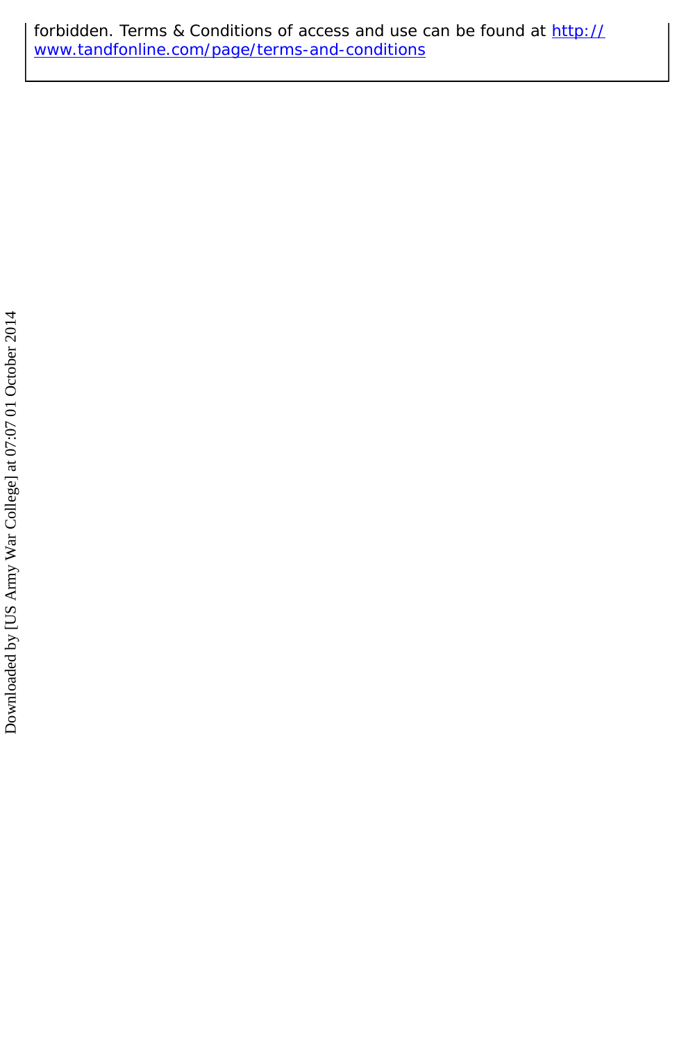forbidden. Terms & Conditions of access and use can be found at http://www.tandfonline.com/page/terms-and-conditions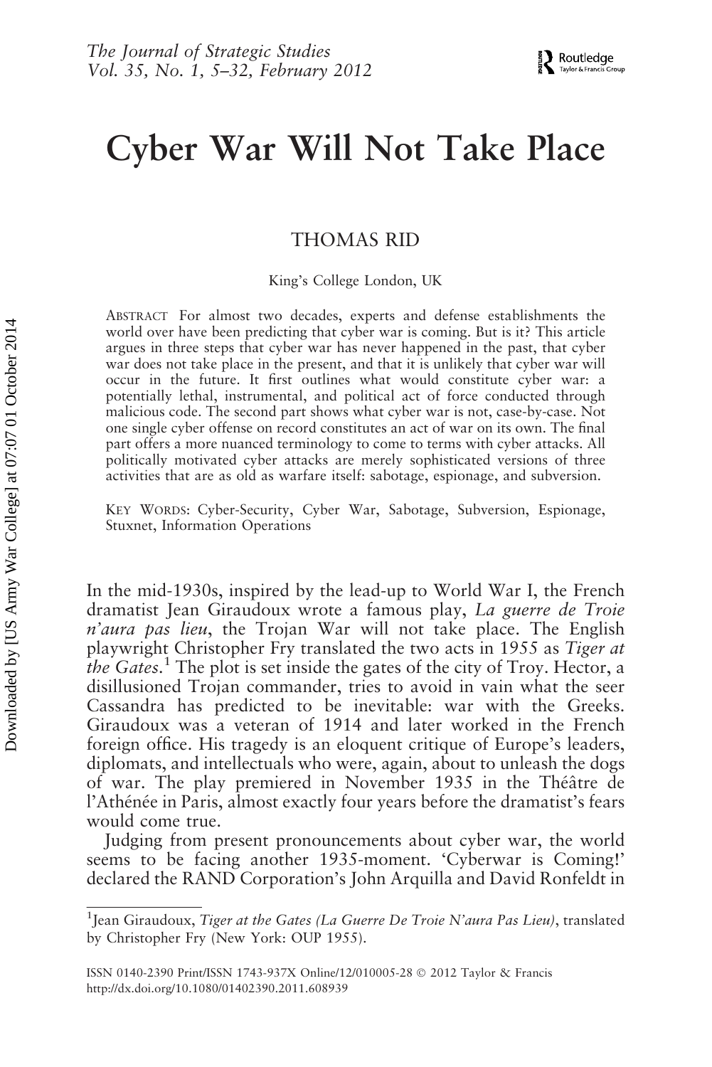# Cyber War Will Not Take Place

THOMAS RID

King's College London, UK

ABSTRACT For almost two decades, experts and defense establishments the world over have been predicting that cyber war is coming. But is it? This article argues in three steps that cyber war has never happened in the past, that cyber war does not take place in the present, and that it is unlikely that cyber war will occur in the future. It first outlines what would constitute cyber war: a potentially lethal, instrumental, and political act of force conducted through malicious code. The second part shows what cyber war is not, case-by-case. Not one single cyber offense on record constitutes an act of war on its own. The final part offers a more nuanced terminology to come to terms with cyber attacks. All politically motivated cyber attacks are merely sophisticated versions of three activities that are as old as warfare itself: sabotage, espionage, and subversion.

KEY WORDS: Cyber-Security, Cyber War, Sabotage, Subversion, Espionage, Stuxnet, Information Operations

In the mid-1930s, inspired by the lead-up to World War I, the French dramatist Jean Giraudoux wrote a famous play, *La guerre de Troie n'aura pas lieu*, the Trojan War will not take place. The English playwright Christopher Fry translated the two acts in 1955 as *Tiger at the Gates*.[1] The plot is set inside the gates of the city of Troy. Hector, a disillusioned Trojan commander, tries to avoid in vain what the seer Cassandra has predicted to be inevitable: war with the Greeks. Giraudoux was a veteran of 1914 and later worked in the French foreign office. His tragedy is an eloquent critique of Europe's leaders, diplomats, and intellectuals who were, again, about to unleash the dogs of war. The play premiered in November 1935 in the Théâtre de l'Athénée in Paris, almost exactly four years before the dramatist's fears would come true.

Judging from present pronouncements about cyber war, the world seems to be facing another 1935-moment. 'Cyberwar is Coming!' declared the RAND Corporation's John Arquilla and David Ronfeldt in

---

[1] Jean Giraudoux, *Tiger at the Gates (La Guerre De Troie N'aura Pas Lieu)*, translated by Christopher Fry (New York: OUP 1955).

ISSN 0140-2390 Print/ISSN 1743-937X Online/12/010005-28 © 2012 Taylor & Francis
http://dx.doi.org/10.1080/01402390.2011.608939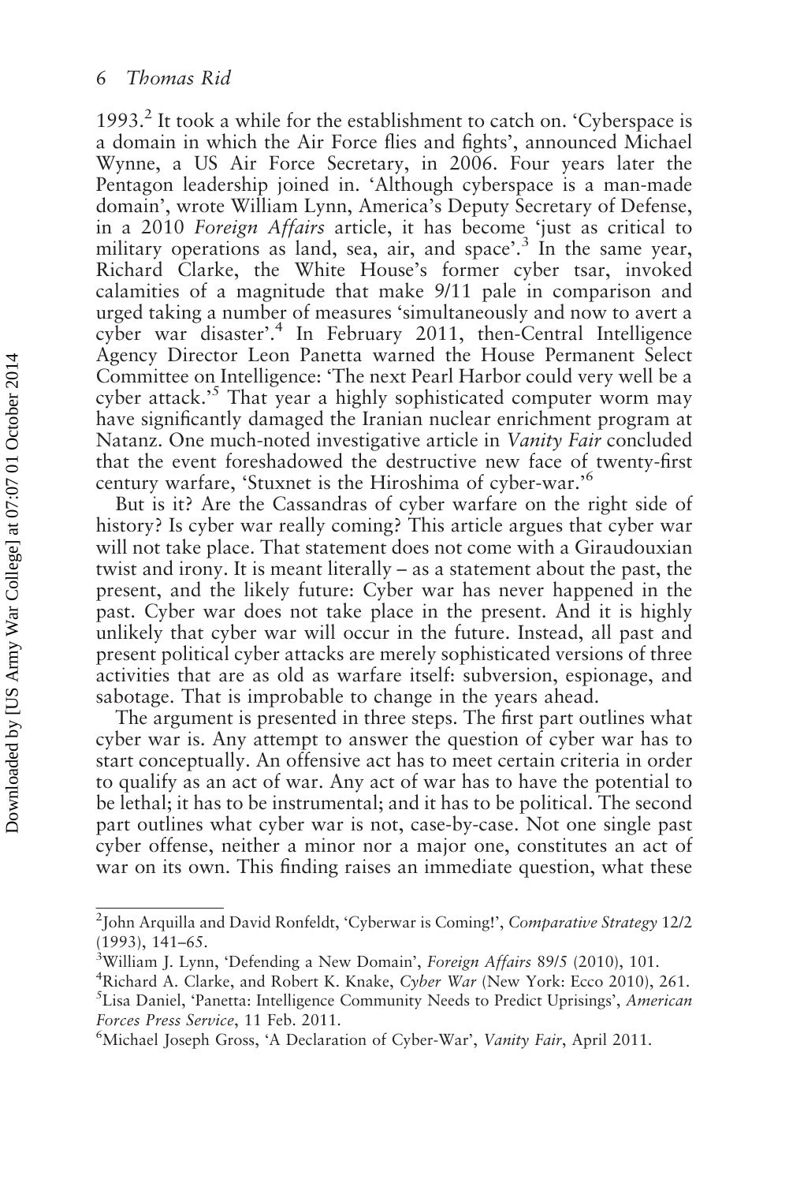1993.[2] It took a while for the establishment to catch on. 'Cyberspace is a domain in which the Air Force flies and fights', announced Michael Wynne, a US Air Force Secretary, in 2006. Four years later the Pentagon leadership joined in. 'Although cyberspace is a man-made domain', wrote William Lynn, America's Deputy Secretary of Defense, in a 2010 *Foreign Affairs* article, it has become 'just as critical to military operations as land, sea, air, and space'.[3] In the same year, Richard Clarke, the White House's former cyber tsar, invoked calamities of a magnitude that make 9/11 pale in comparison and urged taking a number of measures 'simultaneously and now to avert a cyber war disaster'.[4] In February 2011, then-Central Intelligence Agency Director Leon Panetta warned the House Permanent Select Committee on Intelligence: 'The next Pearl Harbor could very well be a cyber attack.'[5] That year a highly sophisticated computer worm may have significantly damaged the Iranian nuclear enrichment program at Natanz. One much-noted investigative article in *Vanity Fair* concluded that the event foreshadowed the destructive new face of twenty-first century warfare, 'Stuxnet is the Hiroshima of cyber-war.'[6]

But is it? Are the Cassandras of cyber warfare on the right side of history? Is cyber war really coming? This article argues that cyber war will not take place. That statement does not come with a Giraudouxian twist and irony. It is meant literally – as a statement about the past, the present, and the likely future: Cyber war has never happened in the past. Cyber war does not take place in the present. And it is highly unlikely that cyber war will occur in the future. Instead, all past and present political cyber attacks are merely sophisticated versions of three activities that are as old as warfare itself: subversion, espionage, and sabotage. That is improbable to change in the years ahead.

The argument is presented in three steps. The first part outlines what cyber war is. Any attempt to answer the question of cyber war has to start conceptually. An offensive act has to meet certain criteria in order to qualify as an act of war. Any act of war has to have the potential to be lethal; it has to be instrumental; and it has to be political. The second part outlines what cyber war is not, case-by-case. Not one single past cyber offense, neither a minor nor a major one, constitutes an act of war on its own. This finding raises an immediate question, what these

---

[2] John Arquilla and David Ronfeldt, 'Cyberwar is Coming!', *Comparative Strategy* 12/2 (1993), 141–65.

[3] William J. Lynn, 'Defending a New Domain', *Foreign Affairs* 89/5 (2010), 101.

[4] Richard A. Clarke, and Robert K. Knake, *Cyber War* (New York: Ecco 2010), 261.

[5] Lisa Daniel, 'Panetta: Intelligence Community Needs to Predict Uprisings', *American Forces Press Service*, 11 Feb. 2011.

[6] Michael Joseph Gross, 'A Declaration of Cyber-War', *Vanity Fair*, April 2011.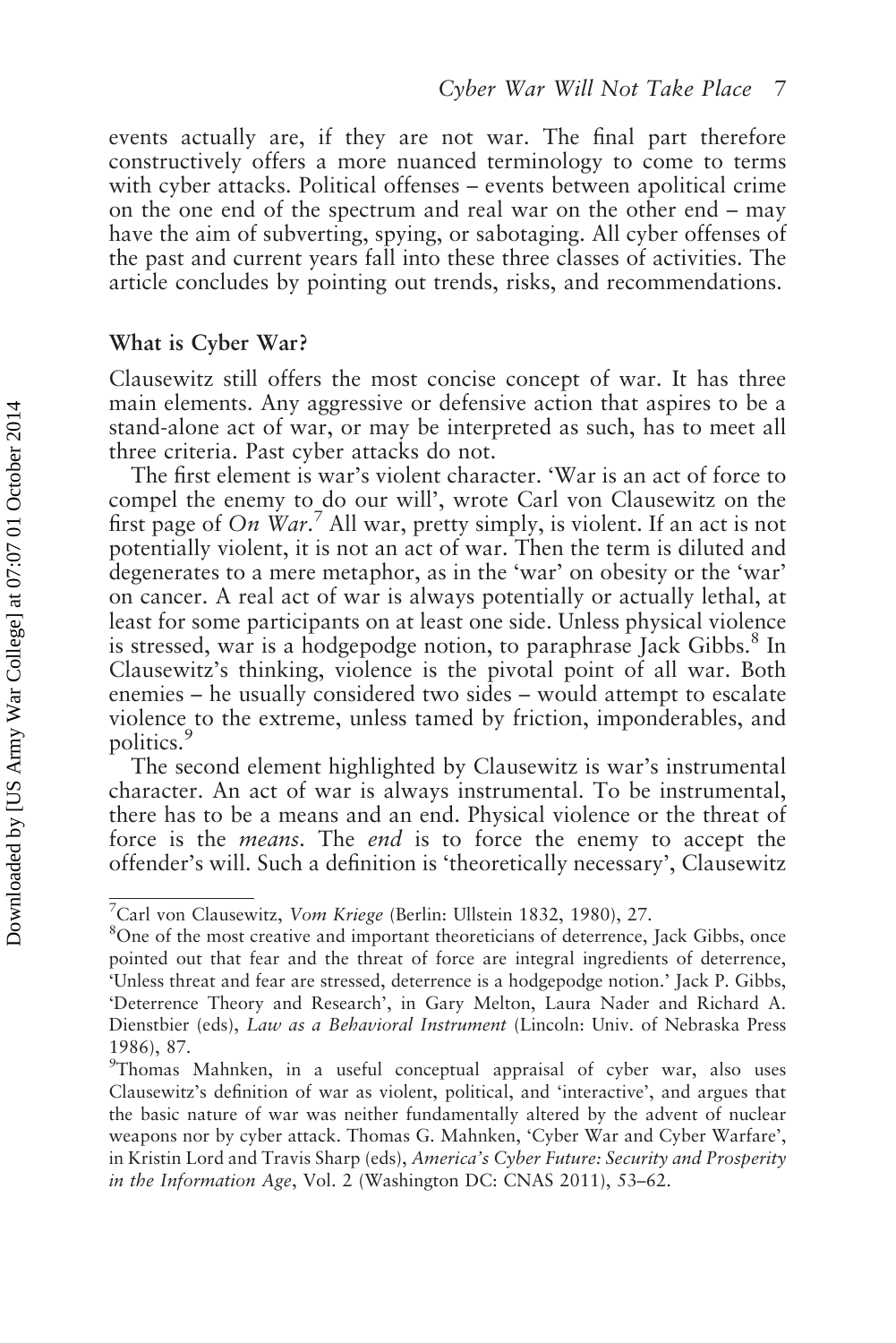events actually are, if they are not war. The final part therefore constructively offers a more nuanced terminology to come to terms with cyber attacks. Political offenses – events between apolitical crime on the one end of the spectrum and real war on the other end – may have the aim of subverting, spying, or sabotaging. All cyber offenses of the past and current years fall into these three classes of activities. The article concludes by pointing out trends, risks, and recommendations.

## What is Cyber War?

Clausewitz still offers the most concise concept of war. It has three main elements. Any aggressive or defensive action that aspires to be a stand-alone act of war, or may be interpreted as such, has to meet all three criteria. Past cyber attacks do not.

The first element is war's violent character. 'War is an act of force to compel the enemy to do our will', wrote Carl von Clausewitz on the first page of *On War*.[7] All war, pretty simply, is violent. If an act is not potentially violent, it is not an act of war. Then the term is diluted and degenerates to a mere metaphor, as in the 'war' on obesity or the 'war' on cancer. A real act of war is always potentially or actually lethal, at least for some participants on at least one side. Unless physical violence is stressed, war is a hodgepodge notion, to paraphrase Jack Gibbs.[8] In Clausewitz's thinking, violence is the pivotal point of all war. Both enemies – he usually considered two sides – would attempt to escalate violence to the extreme, unless tamed by friction, imponderables, and politics.[9]

The second element highlighted by Clausewitz is war's instrumental character. An act of war is always instrumental. To be instrumental, there has to be a means and an end. Physical violence or the threat of force is the *means*. The *end* is to force the enemy to accept the offender's will. Such a definition is 'theoretically necessary', Clausewitz

---

[7]Carl von Clausewitz, *Vom Kriege* (Berlin: Ullstein 1832, 1980), 27.

[8]One of the most creative and important theoreticians of deterrence, Jack Gibbs, once pointed out that fear and the threat of force are integral ingredients of deterrence, 'Unless threat and fear are stressed, deterrence is a hodgepodge notion.' Jack P. Gibbs, 'Deterrence Theory and Research', in Gary Melton, Laura Nader and Richard A. Dienstbier (eds), *Law as a Behavioral Instrument* (Lincoln: Univ. of Nebraska Press 1986), 87.

[9]Thomas Mahnken, in a useful conceptual appraisal of cyber war, also uses Clausewitz's definition of war as violent, political, and 'interactive', and argues that the basic nature of war was neither fundamentally altered by the advent of nuclear weapons nor by cyber attack. Thomas G. Mahnken, 'Cyber War and Cyber Warfare', in Kristin Lord and Travis Sharp (eds), *America's Cyber Future: Security and Prosperity in the Information Age*, Vol. 2 (Washington DC: CNAS 2011), 53–62.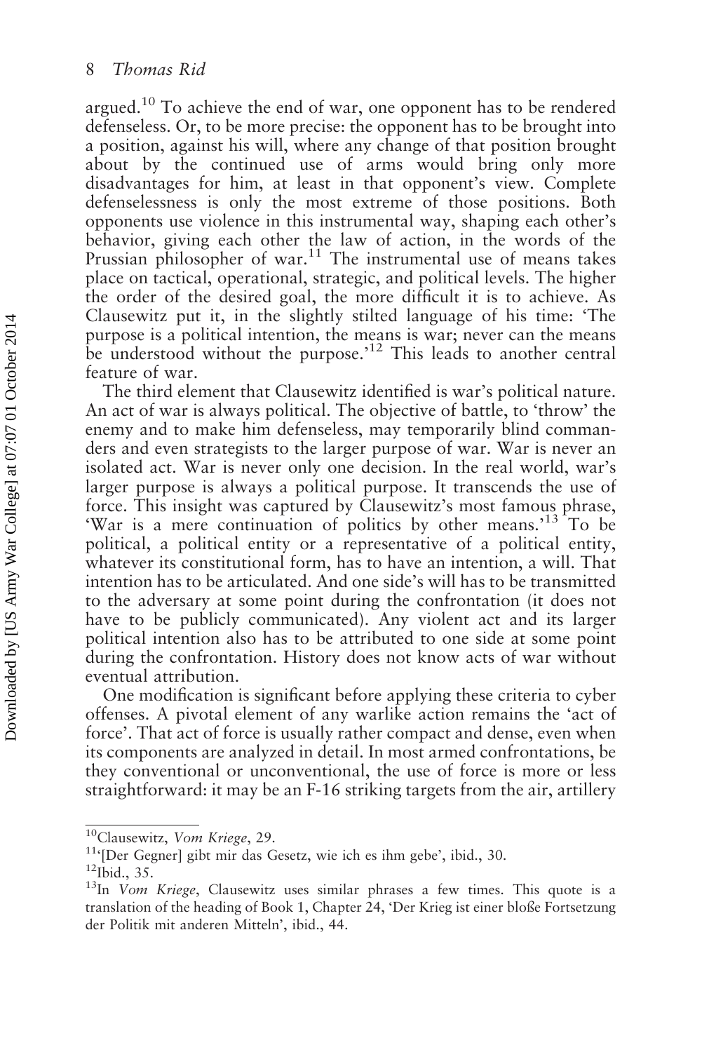argued.[10] To achieve the end of war, one opponent has to be rendered defenseless. Or, to be more precise: the opponent has to be brought into a position, against his will, where any change of that position brought about by the continued use of arms would bring only more disadvantages for him, at least in that opponent's view. Complete defenselessness is only the most extreme of those positions. Both opponents use violence in this instrumental way, shaping each other's behavior, giving each other the law of action, in the words of the Prussian philosopher of war.[11] The instrumental use of means takes place on tactical, operational, strategic, and political levels. The higher the order of the desired goal, the more difficult it is to achieve. As Clausewitz put it, in the slightly stilted language of his time: 'The purpose is a political intention, the means is war; never can the means be understood without the purpose.'[12] This leads to another central feature of war.

The third element that Clausewitz identified is war's political nature. An act of war is always political. The objective of battle, to 'throw' the enemy and to make him defenseless, may temporarily blind commanders and even strategists to the larger purpose of war. War is never an isolated act. War is never only one decision. In the real world, war's larger purpose is always a political purpose. It transcends the use of force. This insight was captured by Clausewitz's most famous phrase, 'War is a mere continuation of politics by other means.'[13] To be political, a political entity or a representative of a political entity, whatever its constitutional form, has to have an intention, a will. That intention has to be articulated. And one side's will has to be transmitted to the adversary at some point during the confrontation (it does not have to be publicly communicated). Any violent act and its larger political intention also has to be attributed to one side at some point during the confrontation. History does not know acts of war without eventual attribution.

One modification is significant before applying these criteria to cyber offenses. A pivotal element of any warlike action remains the 'act of force'. That act of force is usually rather compact and dense, even when its components are analyzed in detail. In most armed confrontations, be they conventional or unconventional, the use of force is more or less straightforward: it may be an F-16 striking targets from the air, artillery

---

[10] Clausewitz, *Vom Kriege*, 29.

[11] '[Der Gegner] gibt mir das Gesetz, wie ich es ihm gebe', ibid., 30.

[12] Ibid., 35.

[13] In *Vom Kriege*, Clausewitz uses similar phrases a few times. This quote is a translation of the heading of Book 1, Chapter 24, 'Der Krieg ist einer bloße Fortsetzung der Politik mit anderen Mitteln', ibid., 44.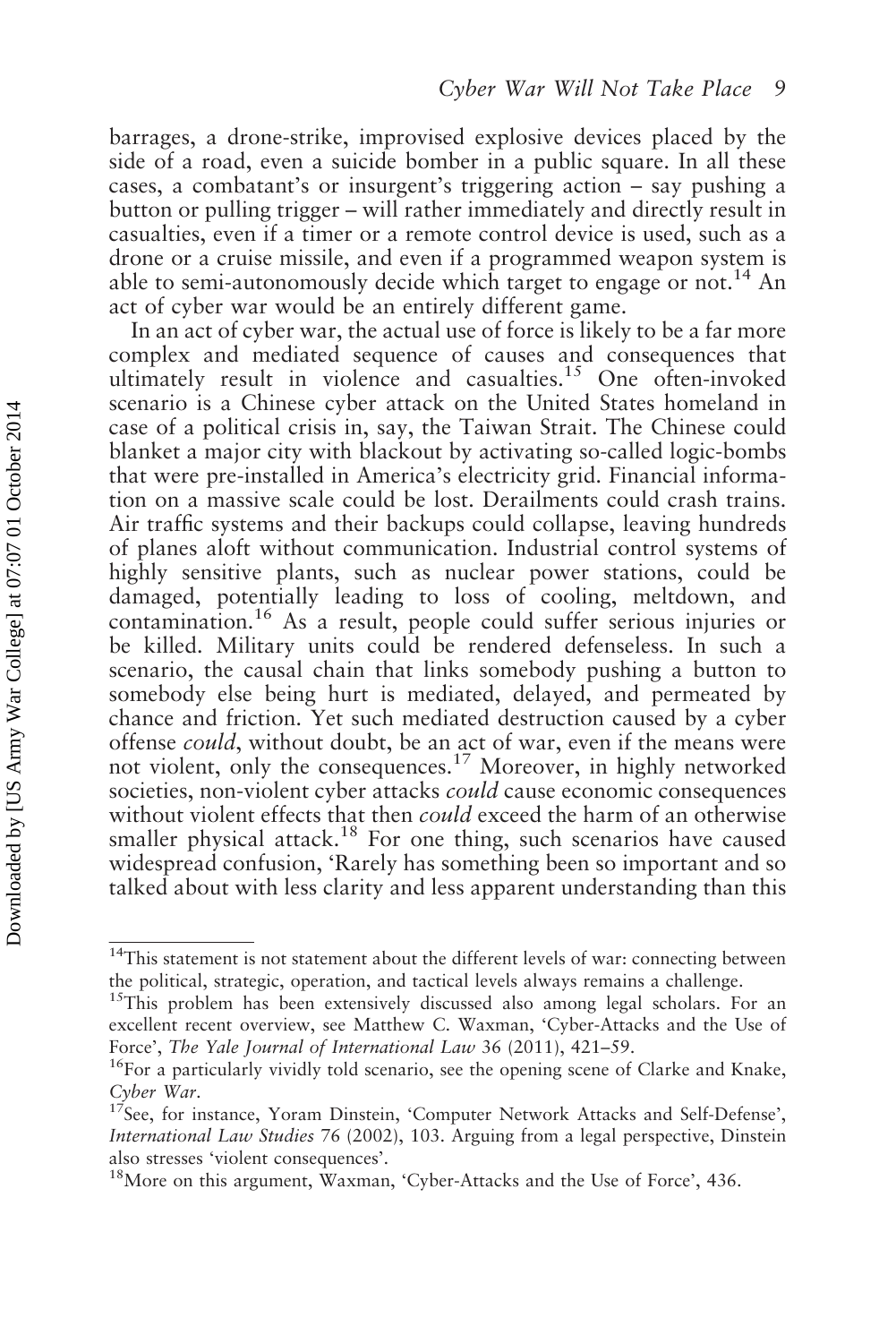barrages, a drone-strike, improvised explosive devices placed by the side of a road, even a suicide bomber in a public square. In all these cases, a combatant's or insurgent's triggering action – say pushing a button or pulling trigger – will rather immediately and directly result in casualties, even if a timer or a remote control device is used, such as a drone or a cruise missile, and even if a programmed weapon system is able to semi-autonomously decide which target to engage or not.[14] An act of cyber war would be an entirely different game.

In an act of cyber war, the actual use of force is likely to be a far more complex and mediated sequence of causes and consequences that ultimately result in violence and casualties.[15] One often-invoked scenario is a Chinese cyber attack on the United States homeland in case of a political crisis in, say, the Taiwan Strait. The Chinese could blanket a major city with blackout by activating so-called logic-bombs that were pre-installed in America's electricity grid. Financial information on a massive scale could be lost. Derailments could crash trains. Air traffic systems and their backups could collapse, leaving hundreds of planes aloft without communication. Industrial control systems of highly sensitive plants, such as nuclear power stations, could be damaged, potentially leading to loss of cooling, meltdown, and contamination.[16] As a result, people could suffer serious injuries or be killed. Military units could be rendered defenseless. In such a scenario, the causal chain that links somebody pushing a button to somebody else being hurt is mediated, delayed, and permeated by chance and friction. Yet such mediated destruction caused by a cyber offense *could*, without doubt, be an act of war, even if the means were not violent, only the consequences.[17] Moreover, in highly networked societies, non-violent cyber attacks *could* cause economic consequences without violent effects that then *could* exceed the harm of an otherwise smaller physical attack.[18] For one thing, such scenarios have caused widespread confusion, 'Rarely has something been so important and so talked about with less clarity and less apparent understanding than this

---

[14]This statement is not statement about the different levels of war: connecting between the political, strategic, operation, and tactical levels always remains a challenge.

[15]This problem has been extensively discussed also among legal scholars. For an excellent recent overview, see Matthew C. Waxman, 'Cyber-Attacks and the Use of Force', *The Yale Journal of International Law* 36 (2011), 421–59.

[16]For a particularly vividly told scenario, see the opening scene of Clarke and Knake, *Cyber War*.

[17]See, for instance, Yoram Dinstein, 'Computer Network Attacks and Self-Defense', *International Law Studies* 76 (2002), 103. Arguing from a legal perspective, Dinstein also stresses 'violent consequences'.

[18]More on this argument, Waxman, 'Cyber-Attacks and the Use of Force', 436.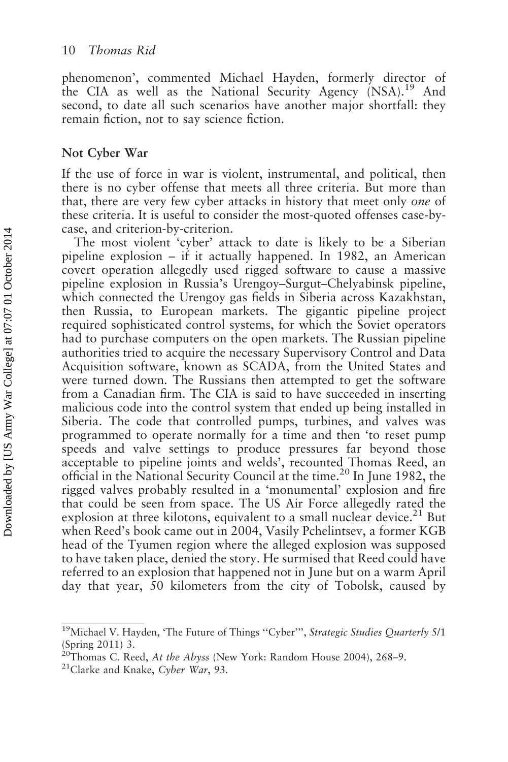phenomenon', commented Michael Hayden, formerly director of the CIA as well as the National Security Agency (NSA).[19] And second, to date all such scenarios have another major shortfall: they remain fiction, not to say science fiction.

## Not Cyber War

If the use of force in war is violent, instrumental, and political, then there is no cyber offense that meets all three criteria. But more than that, there are very few cyber attacks in history that meet only *one* of these criteria. It is useful to consider the most-quoted offenses case-by-case, and criterion-by-criterion.

The most violent 'cyber' attack to date is likely to be a Siberian pipeline explosion – if it actually happened. In 1982, an American covert operation allegedly used rigged software to cause a massive pipeline explosion in Russia's Urengoy–Surgut–Chelyabinsk pipeline, which connected the Urengoy gas fields in Siberia across Kazakhstan, then Russia, to European markets. The gigantic pipeline project required sophisticated control systems, for which the Soviet operators had to purchase computers on the open markets. The Russian pipeline authorities tried to acquire the necessary Supervisory Control and Data Acquisition software, known as SCADA, from the United States and were turned down. The Russians then attempted to get the software from a Canadian firm. The CIA is said to have succeeded in inserting malicious code into the control system that ended up being installed in Siberia. The code that controlled pumps, turbines, and valves was programmed to operate normally for a time and then 'to reset pump speeds and valve settings to produce pressures far beyond those acceptable to pipeline joints and welds', recounted Thomas Reed, an official in the National Security Council at the time.[20] In June 1982, the rigged valves probably resulted in a 'monumental' explosion and fire that could be seen from space. The US Air Force allegedly rated the explosion at three kilotons, equivalent to a small nuclear device.[21] But when Reed's book came out in 2004, Vasily Pchelintsev, a former KGB head of the Tyumen region where the alleged explosion was supposed to have taken place, denied the story. He surmised that Reed could have referred to an explosion that happened not in June but on a warm April day that year, 50 kilometers from the city of Tobolsk, caused by

---

[19]Michael V. Hayden, 'The Future of Things "Cyber"', *Strategic Studies Quarterly* 5/1 (Spring 2011) 3.

[20]Thomas C. Reed, *At the Abyss* (New York: Random House 2004), 268–9.

[21]Clarke and Knake, *Cyber War*, 93.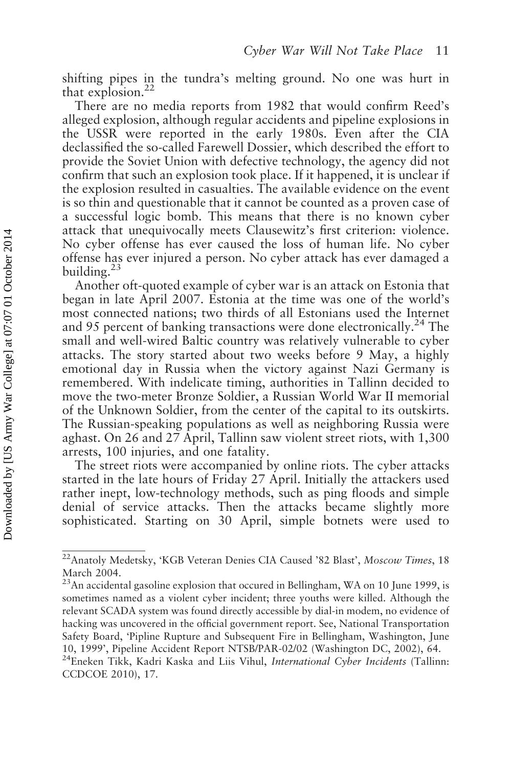shifting pipes in the tundra's melting ground. No one was hurt in that explosion.[22]

There are no media reports from 1982 that would confirm Reed's alleged explosion, although regular accidents and pipeline explosions in the USSR were reported in the early 1980s. Even after the CIA declassified the so-called Farewell Dossier, which described the effort to provide the Soviet Union with defective technology, the agency did not confirm that such an explosion took place. If it happened, it is unclear if the explosion resulted in casualties. The available evidence on the event is so thin and questionable that it cannot be counted as a proven case of a successful logic bomb. This means that there is no known cyber attack that unequivocally meets Clausewitz's first criterion: violence. No cyber offense has ever caused the loss of human life. No cyber offense has ever injured a person. No cyber attack has ever damaged a building.[23]

Another oft-quoted example of cyber war is an attack on Estonia that began in late April 2007. Estonia at the time was one of the world's most connected nations; two thirds of all Estonians used the Internet and 95 percent of banking transactions were done electronically.[24] The small and well-wired Baltic country was relatively vulnerable to cyber attacks. The story started about two weeks before 9 May, a highly emotional day in Russia when the victory against Nazi Germany is remembered. With indelicate timing, authorities in Tallinn decided to move the two-meter Bronze Soldier, a Russian World War II memorial of the Unknown Soldier, from the center of the capital to its outskirts. The Russian-speaking populations as well as neighboring Russia were aghast. On 26 and 27 April, Tallinn saw violent street riots, with 1,300 arrests, 100 injuries, and one fatality.

The street riots were accompanied by online riots. The cyber attacks started in the late hours of Friday 27 April. Initially the attackers used rather inept, low-technology methods, such as ping floods and simple denial of service attacks. Then the attacks became slightly more sophisticated. Starting on 30 April, simple botnets were used to

---

[22]Anatoly Medetsky, 'KGB Veteran Denies CIA Caused '82 Blast', *Moscow Times*, 18 March 2004.

[23]An accidental gasoline explosion that occured in Bellingham, WA on 10 June 1999, is sometimes named as a violent cyber incident; three youths were killed. Although the relevant SCADA system was found directly accessible by dial-in modem, no evidence of hacking was uncovered in the official government report. See, National Transportation Safety Board, 'Pipline Rupture and Subsequent Fire in Bellingham, Washington, June 10, 1999', Pipeline Accident Report NTSB/PAR-02/02 (Washington DC, 2002), 64.

[24]Eneken Tikk, Kadri Kaska and Liis Vihul, *International Cyber Incidents* (Tallinn: CCDCOE 2010), 17.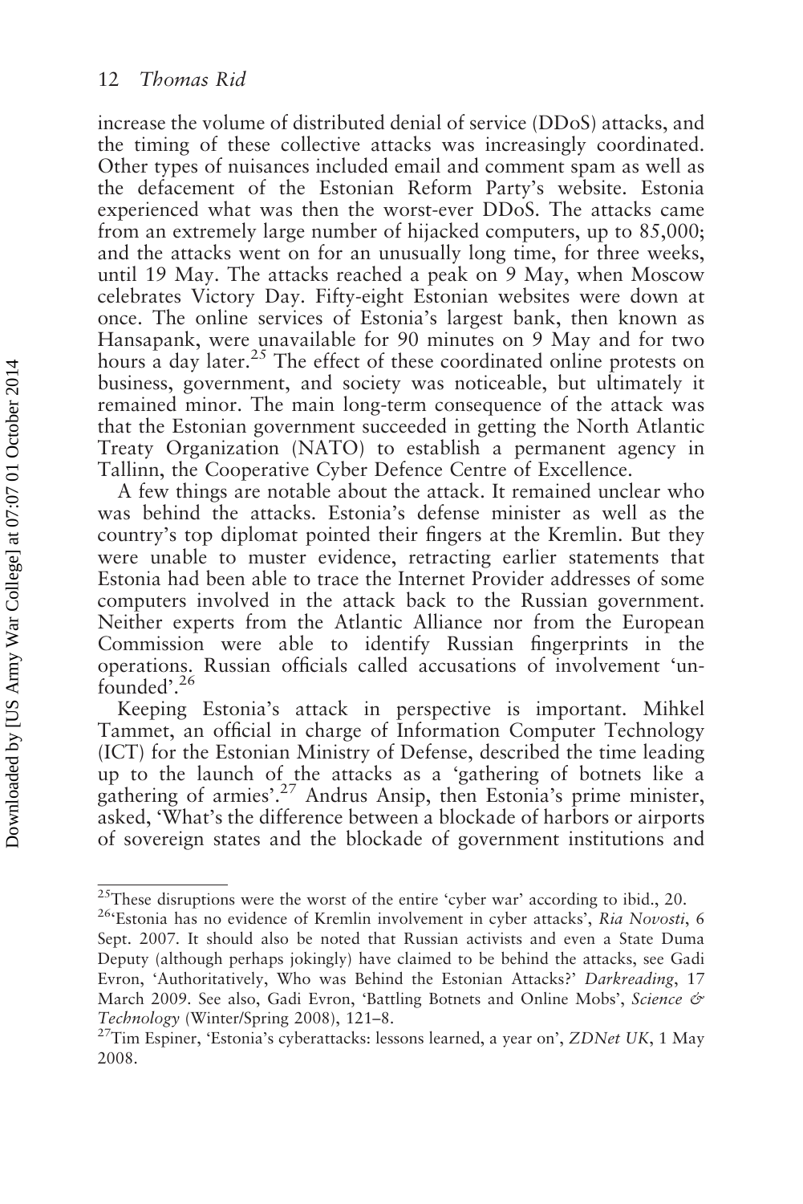increase the volume of distributed denial of service (DDoS) attacks, and the timing of these collective attacks was increasingly coordinated. Other types of nuisances included email and comment spam as well as the defacement of the Estonian Reform Party's website. Estonia experienced what was then the worst-ever DDoS. The attacks came from an extremely large number of hijacked computers, up to 85,000; and the attacks went on for an unusually long time, for three weeks, until 19 May. The attacks reached a peak on 9 May, when Moscow celebrates Victory Day. Fifty-eight Estonian websites were down at once. The online services of Estonia's largest bank, then known as Hansapank, were unavailable for 90 minutes on 9 May and for two hours a day later.[25] The effect of these coordinated online protests on business, government, and society was noticeable, but ultimately it remained minor. The main long-term consequence of the attack was that the Estonian government succeeded in getting the North Atlantic Treaty Organization (NATO) to establish a permanent agency in Tallinn, the Cooperative Cyber Defence Centre of Excellence.

A few things are notable about the attack. It remained unclear who was behind the attacks. Estonia's defense minister as well as the country's top diplomat pointed their fingers at the Kremlin. But they were unable to muster evidence, retracting earlier statements that Estonia had been able to trace the Internet Provider addresses of some computers involved in the attack back to the Russian government. Neither experts from the Atlantic Alliance nor from the European Commission were able to identify Russian fingerprints in the operations. Russian officials called accusations of involvement 'unfounded'.[26]

Keeping Estonia's attack in perspective is important. Mihkel Tammet, an official in charge of Information Computer Technology (ICT) for the Estonian Ministry of Defense, described the time leading up to the launch of the attacks as a 'gathering of botnets like a gathering of armies'.[27] Andrus Ansip, then Estonia's prime minister, asked, 'What's the difference between a blockade of harbors or airports of sovereign states and the blockade of government institutions and

---

[25] These disruptions were the worst of the entire 'cyber war' according to ibid., 20.

[26] 'Estonia has no evidence of Kremlin involvement in cyber attacks', *Ria Novosti*, 6 Sept. 2007. It should also be noted that Russian activists and even a State Duma Deputy (although perhaps jokingly) have claimed to be behind the attacks, see Gadi Evron, 'Authoritatively, Who was Behind the Estonian Attacks?' *Darkreading*, 17 March 2009. See also, Gadi Evron, 'Battling Botnets and Online Mobs', *Science & Technology* (Winter/Spring 2008), 121–8.

[27] Tim Espiner, 'Estonia's cyberattacks: lessons learned, a year on', *ZDNet UK*, 1 May 2008.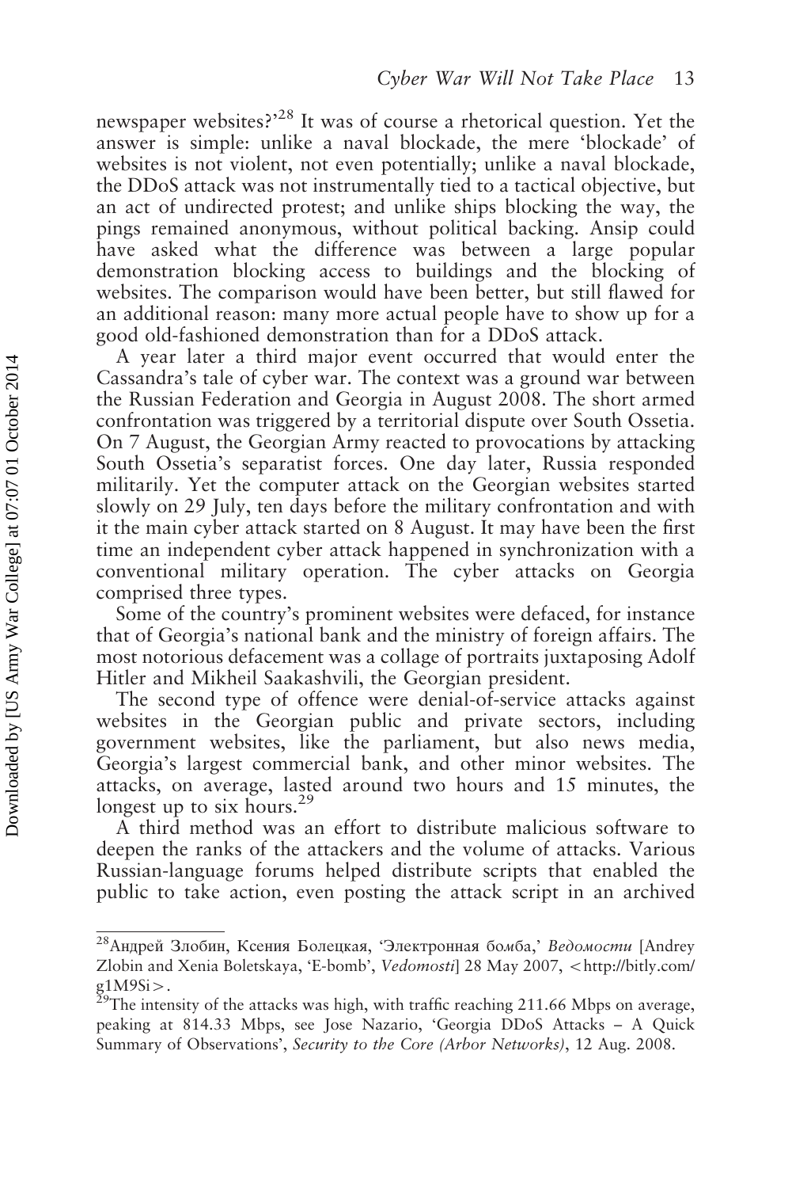newspaper websites?'[28] It was of course a rhetorical question. Yet the answer is simple: unlike a naval blockade, the mere 'blockade' of websites is not violent, not even potentially; unlike a naval blockade, the DDoS attack was not instrumentally tied to a tactical objective, but an act of undirected protest; and unlike ships blocking the way, the pings remained anonymous, without political backing. Ansip could have asked what the difference was between a large popular demonstration blocking access to buildings and the blocking of websites. The comparison would have been better, but still flawed for an additional reason: many more actual people have to show up for a good old-fashioned demonstration than for a DDoS attack.

A year later a third major event occurred that would enter the Cassandra's tale of cyber war. The context was a ground war between the Russian Federation and Georgia in August 2008. The short armed confrontation was triggered by a territorial dispute over South Ossetia. On 7 August, the Georgian Army reacted to provocations by attacking South Ossetia's separatist forces. One day later, Russia responded militarily. Yet the computer attack on the Georgian websites started slowly on 29 July, ten days before the military confrontation and with it the main cyber attack started on 8 August. It may have been the first time an independent cyber attack happened in synchronization with a conventional military operation. The cyber attacks on Georgia comprised three types.

Some of the country's prominent websites were defaced, for instance that of Georgia's national bank and the ministry of foreign affairs. The most notorious defacement was a collage of portraits juxtaposing Adolf Hitler and Mikheil Saakashvili, the Georgian president.

The second type of offence were denial-of-service attacks against websites in the Georgian public and private sectors, including government websites, like the parliament, but also news media, Georgia's largest commercial bank, and other minor websites. The attacks, on average, lasted around two hours and 15 minutes, the longest up to six hours.[29]

A third method was an effort to distribute malicious software to deepen the ranks of the attackers and the volume of attacks. Various Russian-language forums helped distribute scripts that enabled the public to take action, even posting the attack script in an archived

---

[28] Андрей Злобин, Ксения Болецкая, 'Электронная бомба,' *Ведомости* [Andrey Zlobin and Xenia Boletskaya, 'E-bomb', *Vedomosti*] 28 May 2007, <http://bitly.com/g1M9Si>.

[29] The intensity of the attacks was high, with traffic reaching 211.66 Mbps on average, peaking at 814.33 Mbps, see Jose Nazario, 'Georgia DDoS Attacks – A Quick Summary of Observations', *Security to the Core (Arbor Networks)*, 12 Aug. 2008.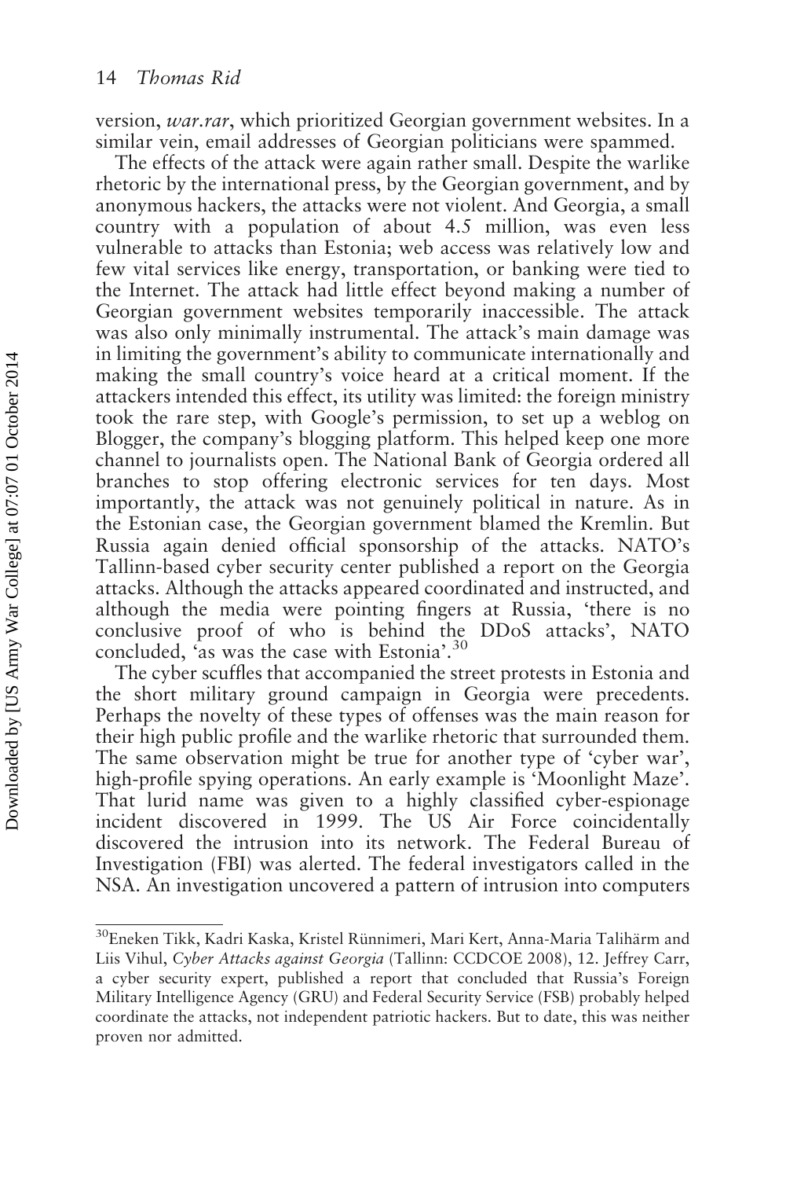version, *war.rar*, which prioritized Georgian government websites. In a similar vein, email addresses of Georgian politicians were spammed.

The effects of the attack were again rather small. Despite the warlike rhetoric by the international press, by the Georgian government, and by anonymous hackers, the attacks were not violent. And Georgia, a small country with a population of about 4.5 million, was even less vulnerable to attacks than Estonia; web access was relatively low and few vital services like energy, transportation, or banking were tied to the Internet. The attack had little effect beyond making a number of Georgian government websites temporarily inaccessible. The attack was also only minimally instrumental. The attack's main damage was in limiting the government's ability to communicate internationally and making the small country's voice heard at a critical moment. If the attackers intended this effect, its utility was limited: the foreign ministry took the rare step, with Google's permission, to set up a weblog on Blogger, the company's blogging platform. This helped keep one more channel to journalists open. The National Bank of Georgia ordered all branches to stop offering electronic services for ten days. Most importantly, the attack was not genuinely political in nature. As in the Estonian case, the Georgian government blamed the Kremlin. But Russia again denied official sponsorship of the attacks. NATO's Tallinn-based cyber security center published a report on the Georgia attacks. Although the attacks appeared coordinated and instructed, and although the media were pointing fingers at Russia, 'there is no conclusive proof of who is behind the DDoS attacks', NATO concluded, 'as was the case with Estonia'.[30]

The cyber scuffles that accompanied the street protests in Estonia and the short military ground campaign in Georgia were precedents. Perhaps the novelty of these types of offenses was the main reason for their high public profile and the warlike rhetoric that surrounded them. The same observation might be true for another type of 'cyber war', high-profile spying operations. An early example is 'Moonlight Maze'. That lurid name was given to a highly classified cyber-espionage incident discovered in 1999. The US Air Force coincidentally discovered the intrusion into its network. The Federal Bureau of Investigation (FBI) was alerted. The federal investigators called in the NSA. An investigation uncovered a pattern of intrusion into computers

---

[30] Eneken Tikk, Kadri Kaska, Kristel Rünnimeri, Mari Kert, Anna-Maria Talihärm and Liis Vihul, *Cyber Attacks against Georgia* (Tallinn: CCDCOE 2008), 12. Jeffrey Carr, a cyber security expert, published a report that concluded that Russia's Foreign Military Intelligence Agency (GRU) and Federal Security Service (FSB) probably helped coordinate the attacks, not independent patriotic hackers. But to date, this was neither proven nor admitted.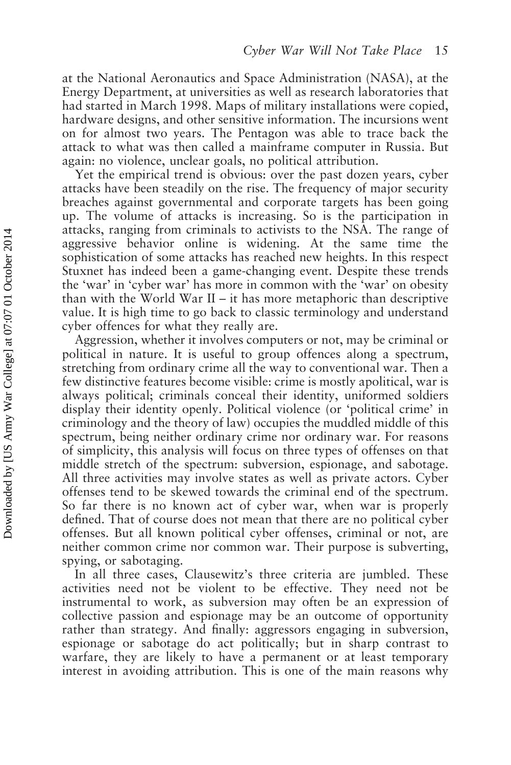at the National Aeronautics and Space Administration (NASA), at the Energy Department, at universities as well as research laboratories that had started in March 1998. Maps of military installations were copied, hardware designs, and other sensitive information. The incursions went on for almost two years. The Pentagon was able to trace back the attack to what was then called a mainframe computer in Russia. But again: no violence, unclear goals, no political attribution.

Yet the empirical trend is obvious: over the past dozen years, cyber attacks have been steadily on the rise. The frequency of major security breaches against governmental and corporate targets has been going up. The volume of attacks is increasing. So is the participation in attacks, ranging from criminals to activists to the NSA. The range of aggressive behavior online is widening. At the same time the sophistication of some attacks has reached new heights. In this respect Stuxnet has indeed been a game-changing event. Despite these trends the 'war' in 'cyber war' has more in common with the 'war' on obesity than with the World War II – it has more metaphoric than descriptive value. It is high time to go back to classic terminology and understand cyber offences for what they really are.

Aggression, whether it involves computers or not, may be criminal or political in nature. It is useful to group offences along a spectrum, stretching from ordinary crime all the way to conventional war. Then a few distinctive features become visible: crime is mostly apolitical, war is always political; criminals conceal their identity, uniformed soldiers display their identity openly. Political violence (or 'political crime' in criminology and the theory of law) occupies the muddled middle of this spectrum, being neither ordinary crime nor ordinary war. For reasons of simplicity, this analysis will focus on three types of offenses on that middle stretch of the spectrum: subversion, espionage, and sabotage. All three activities may involve states as well as private actors. Cyber offenses tend to be skewed towards the criminal end of the spectrum. So far there is no known act of cyber war, when war is properly defined. That of course does not mean that there are no political cyber offenses. But all known political cyber offenses, criminal or not, are neither common crime nor common war. Their purpose is subverting, spying, or sabotaging.

In all three cases, Clausewitz's three criteria are jumbled. These activities need not be violent to be effective. They need not be instrumental to work, as subversion may often be an expression of collective passion and espionage may be an outcome of opportunity rather than strategy. And finally: aggressors engaging in subversion, espionage or sabotage do act politically; but in sharp contrast to warfare, they are likely to have a permanent or at least temporary interest in avoiding attribution. This is one of the main reasons why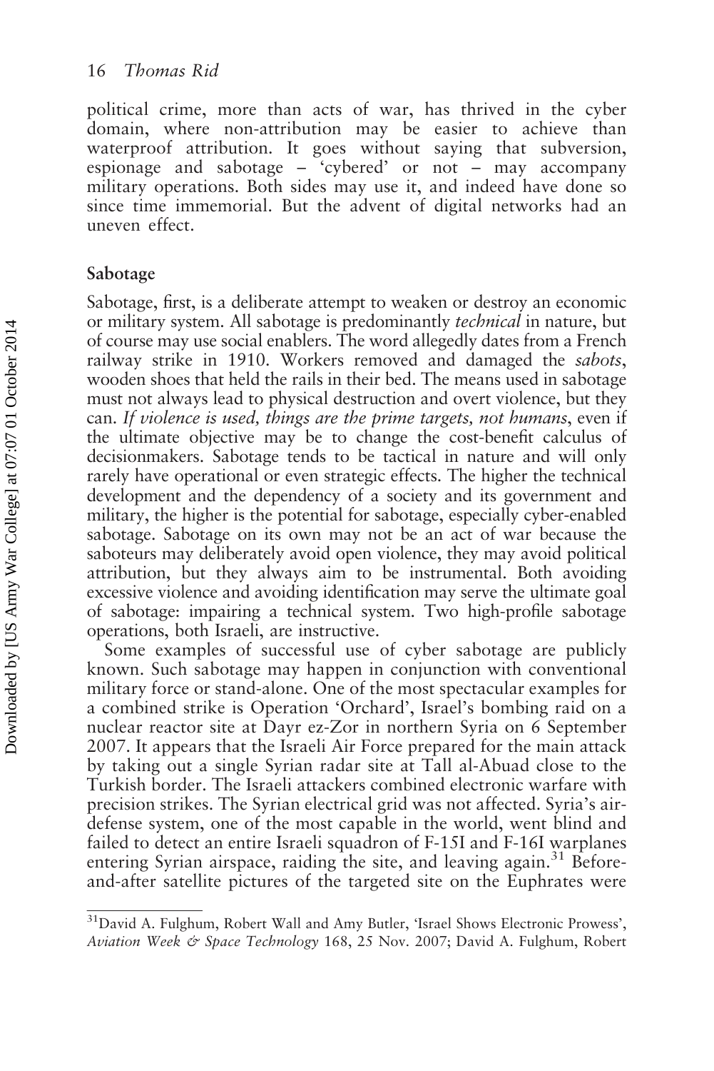political crime, more than acts of war, has thrived in the cyber domain, where non-attribution may be easier to achieve than waterproof attribution. It goes without saying that subversion, espionage and sabotage – 'cybered' or not – may accompany military operations. Both sides may use it, and indeed have done so since time immemorial. But the advent of digital networks had an uneven effect.

### Sabotage

Sabotage, first, is a deliberate attempt to weaken or destroy an economic or military system. All sabotage is predominantly *technical* in nature, but of course may use social enablers. The word allegedly dates from a French railway strike in 1910. Workers removed and damaged the *sabots*, wooden shoes that held the rails in their bed. The means used in sabotage must not always lead to physical destruction and overt violence, but they can. *If violence is used, things are the prime targets, not humans*, even if the ultimate objective may be to change the cost-benefit calculus of decisionmakers. Sabotage tends to be tactical in nature and will only rarely have operational or even strategic effects. The higher the technical development and the dependency of a society and its government and military, the higher is the potential for sabotage, especially cyber-enabled sabotage. Sabotage on its own may not be an act of war because the saboteurs may deliberately avoid open violence, they may avoid political attribution, but they always aim to be instrumental. Both avoiding excessive violence and avoiding identification may serve the ultimate goal of sabotage: impairing a technical system. Two high-profile sabotage operations, both Israeli, are instructive.

Some examples of successful use of cyber sabotage are publicly known. Such sabotage may happen in conjunction with conventional military force or stand-alone. One of the most spectacular examples for a combined strike is Operation 'Orchard', Israel's bombing raid on a nuclear reactor site at Dayr ez-Zor in northern Syria on 6 September 2007. It appears that the Israeli Air Force prepared for the main attack by taking out a single Syrian radar site at Tall al-Abuad close to the Turkish border. The Israeli attackers combined electronic warfare with precision strikes. The Syrian electrical grid was not affected. Syria's air-defense system, one of the most capable in the world, went blind and failed to detect an entire Israeli squadron of F-15I and F-16I warplanes entering Syrian airspace, raiding the site, and leaving again.[31] Before-and-after satellite pictures of the targeted site on the Euphrates were

[31] David A. Fulghum, Robert Wall and Amy Butler, 'Israel Shows Electronic Prowess', *Aviation Week & Space Technology* 168, 25 Nov. 2007; David A. Fulghum, Robert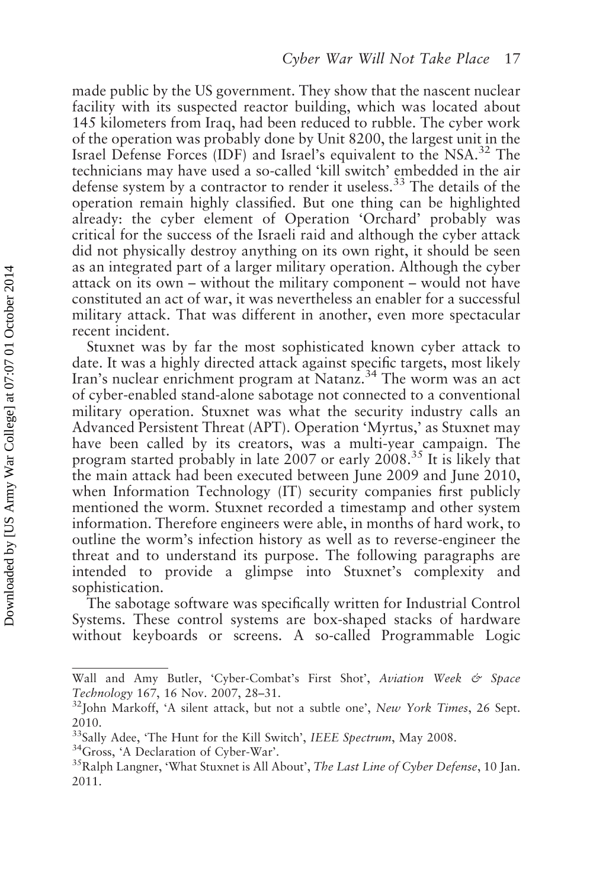made public by the US government. They show that the nascent nuclear facility with its suspected reactor building, which was located about 145 kilometers from Iraq, had been reduced to rubble. The cyber work of the operation was probably done by Unit 8200, the largest unit in the Israel Defense Forces (IDF) and Israel's equivalent to the NSA.[32] The technicians may have used a so-called 'kill switch' embedded in the air defense system by a contractor to render it useless.[33] The details of the operation remain highly classified. But one thing can be highlighted already: the cyber element of Operation 'Orchard' probably was critical for the success of the Israeli raid and although the cyber attack did not physically destroy anything on its own right, it should be seen as an integrated part of a larger military operation. Although the cyber attack on its own – without the military component – would not have constituted an act of war, it was nevertheless an enabler for a successful military attack. That was different in another, even more spectacular recent incident.

Stuxnet was by far the most sophisticated known cyber attack to date. It was a highly directed attack against specific targets, most likely Iran's nuclear enrichment program at Natanz.[34] The worm was an act of cyber-enabled stand-alone sabotage not connected to a conventional military operation. Stuxnet was what the security industry calls an Advanced Persistent Threat (APT). Operation 'Myrtus,' as Stuxnet may have been called by its creators, was a multi-year campaign. The program started probably in late 2007 or early 2008.[35] It is likely that the main attack had been executed between June 2009 and June 2010, when Information Technology (IT) security companies first publicly mentioned the worm. Stuxnet recorded a timestamp and other system information. Therefore engineers were able, in months of hard work, to outline the worm's infection history as well as to reverse-engineer the threat and to understand its purpose. The following paragraphs are intended to provide a glimpse into Stuxnet's complexity and sophistication.

The sabotage software was specifically written for Industrial Control Systems. These control systems are box-shaped stacks of hardware without keyboards or screens. A so-called Programmable Logic

---

Wall and Amy Butler, 'Cyber-Combat's First Shot', *Aviation Week & Space Technology* 167, 16 Nov. 2007, 28–31.

[32] John Markoff, 'A silent attack, but not a subtle one', *New York Times*, 26 Sept. 2010.

[33] Sally Adee, 'The Hunt for the Kill Switch', *IEEE Spectrum*, May 2008.

[34] Gross, 'A Declaration of Cyber-War'.

[35] Ralph Langner, 'What Stuxnet is All About', *The Last Line of Cyber Defense*, 10 Jan. 2011.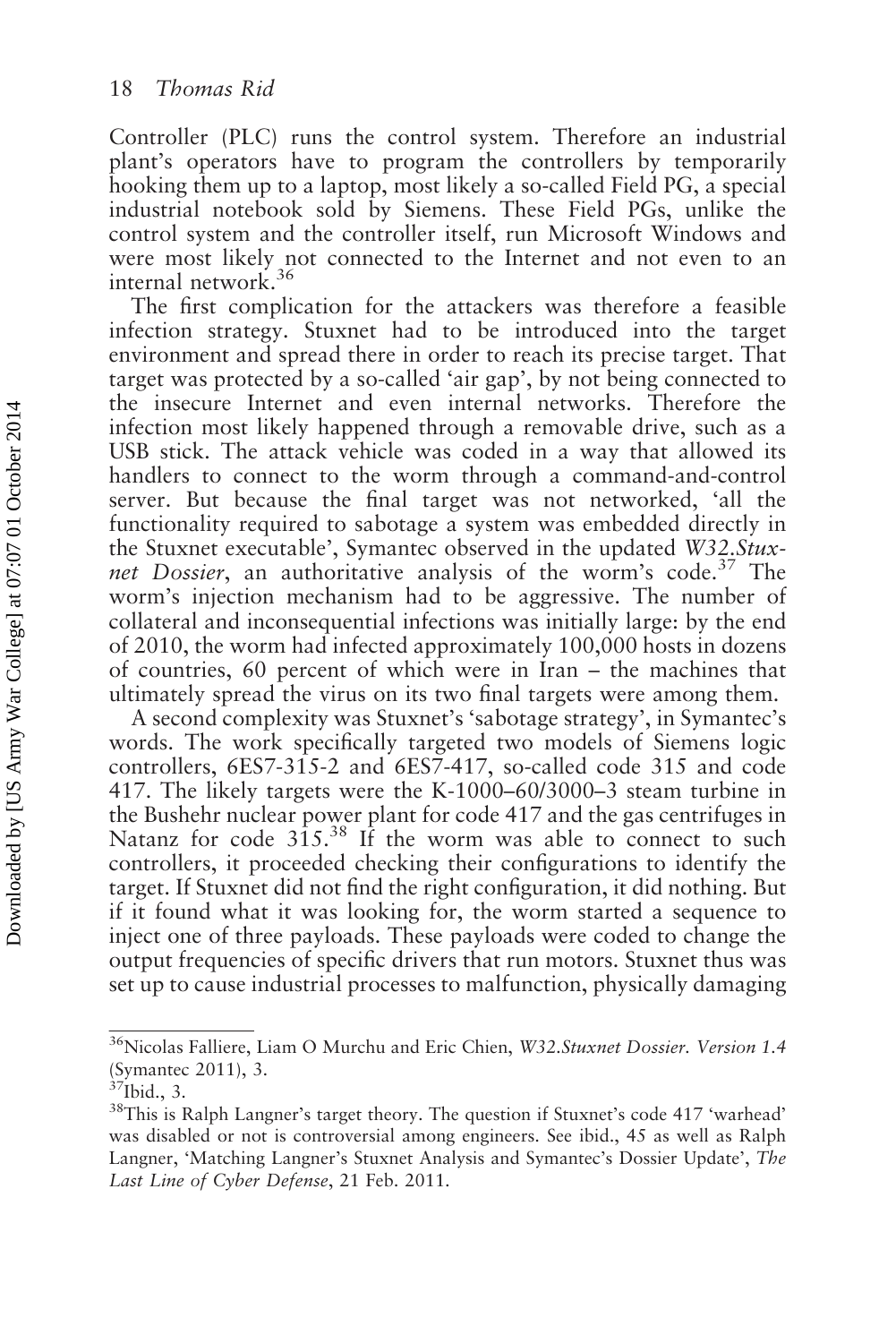Controller (PLC) runs the control system. Therefore an industrial plant's operators have to program the controllers by temporarily hooking them up to a laptop, most likely a so-called Field PG, a special industrial notebook sold by Siemens. These Field PGs, unlike the control system and the controller itself, run Microsoft Windows and were most likely not connected to the Internet and not even to an internal network.[36]

The first complication for the attackers was therefore a feasible infection strategy. Stuxnet had to be introduced into the target environment and spread there in order to reach its precise target. That target was protected by a so-called 'air gap', by not being connected to the insecure Internet and even internal networks. Therefore the infection most likely happened through a removable drive, such as a USB stick. The attack vehicle was coded in a way that allowed its handlers to connect to the worm through a command-and-control server. But because the final target was not networked, 'all the functionality required to sabotage a system was embedded directly in the Stuxnet executable', Symantec observed in the updated *W32.Stuxnet Dossier*, an authoritative analysis of the worm's code.[37] The worm's injection mechanism had to be aggressive. The number of collateral and inconsequential infections was initially large: by the end of 2010, the worm had infected approximately 100,000 hosts in dozens of countries, 60 percent of which were in Iran – the machines that ultimately spread the virus on its two final targets were among them.

A second complexity was Stuxnet's 'sabotage strategy', in Symantec's words. The work specifically targeted two models of Siemens logic controllers, 6ES7-315-2 and 6ES7-417, so-called code 315 and code 417. The likely targets were the K-1000–60/3000–3 steam turbine in the Bushehr nuclear power plant for code 417 and the gas centrifuges in Natanz for code 315.[38] If the worm was able to connect to such controllers, it proceeded checking their configurations to identify the target. If Stuxnet did not find the right configuration, it did nothing. But if it found what it was looking for, the worm started a sequence to inject one of three payloads. These payloads were coded to change the output frequencies of specific drivers that run motors. Stuxnet thus was set up to cause industrial processes to malfunction, physically damaging

---

[36] Nicolas Falliere, Liam O Murchu and Eric Chien, *W32.Stuxnet Dossier. Version 1.4* (Symantec 2011), 3.

[37] Ibid., 3.

[38] This is Ralph Langner's target theory. The question if Stuxnet's code 417 'warhead' was disabled or not is controversial among engineers. See ibid., 45 as well as Ralph Langner, 'Matching Langner's Stuxnet Analysis and Symantec's Dossier Update', *The Last Line of Cyber Defense*, 21 Feb. 2011.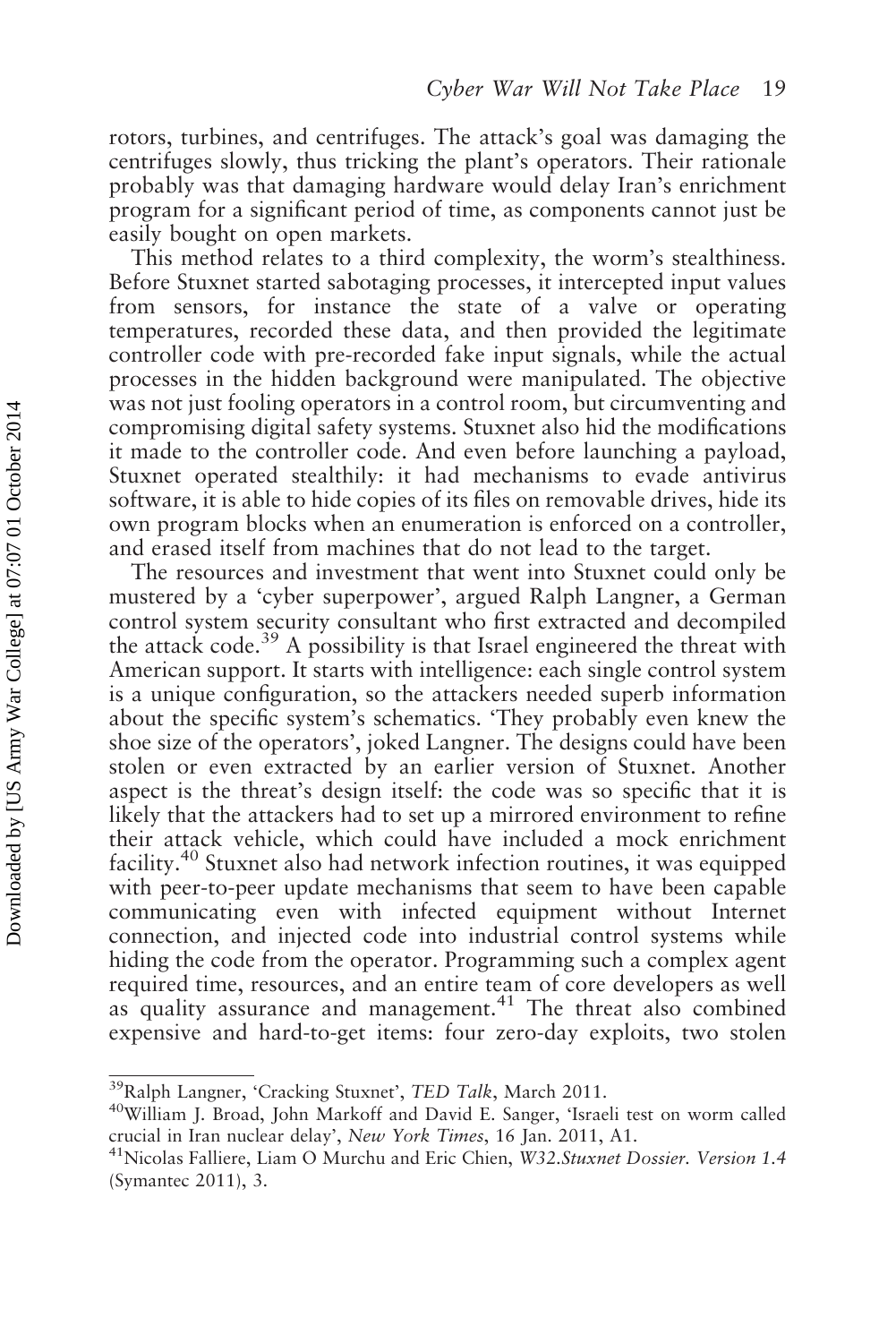rotors, turbines, and centrifuges. The attack's goal was damaging the centrifuges slowly, thus tricking the plant's operators. Their rationale probably was that damaging hardware would delay Iran's enrichment program for a significant period of time, as components cannot just be easily bought on open markets.

This method relates to a third complexity, the worm's stealthiness. Before Stuxnet started sabotaging processes, it intercepted input values from sensors, for instance the state of a valve or operating temperatures, recorded these data, and then provided the legitimate controller code with pre-recorded fake input signals, while the actual processes in the hidden background were manipulated. The objective was not just fooling operators in a control room, but circumventing and compromising digital safety systems. Stuxnet also hid the modifications it made to the controller code. And even before launching a payload, Stuxnet operated stealthily: it had mechanisms to evade antivirus software, it is able to hide copies of its files on removable drives, hide its own program blocks when an enumeration is enforced on a controller, and erased itself from machines that do not lead to the target.

The resources and investment that went into Stuxnet could only be mustered by a 'cyber superpower', argued Ralph Langner, a German control system security consultant who first extracted and decompiled the attack code.[39] A possibility is that Israel engineered the threat with American support. It starts with intelligence: each single control system is a unique configuration, so the attackers needed superb information about the specific system's schematics. 'They probably even knew the shoe size of the operators', joked Langner. The designs could have been stolen or even extracted by an earlier version of Stuxnet. Another aspect is the threat's design itself: the code was so specific that it is likely that the attackers had to set up a mirrored environment to refine their attack vehicle, which could have included a mock enrichment facility.[40] Stuxnet also had network infection routines, it was equipped with peer-to-peer update mechanisms that seem to have been capable communicating even with infected equipment without Internet connection, and injected code into industrial control systems while hiding the code from the operator. Programming such a complex agent required time, resources, and an entire team of core developers as well as quality assurance and management.[41] The threat also combined expensive and hard-to-get items: four zero-day exploits, two stolen

---

[39] Ralph Langner, 'Cracking Stuxnet', *TED Talk*, March 2011.

[40] William J. Broad, John Markoff and David E. Sanger, 'Israeli test on worm called crucial in Iran nuclear delay', *New York Times*, 16 Jan. 2011, A1.

[41] Nicolas Falliere, Liam O Murchu and Eric Chien, *W32.Stuxnet Dossier. Version 1.4* (Symantec 2011), 3.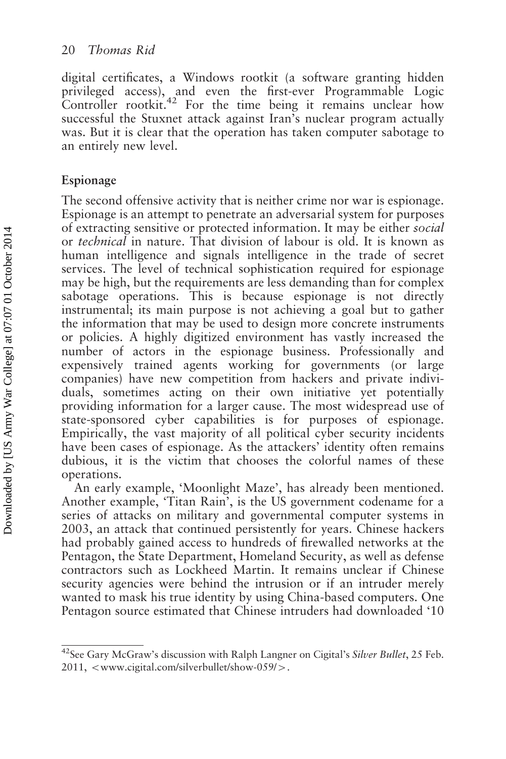digital certificates, a Windows rootkit (a software granting hidden privileged access), and even the first-ever Programmable Logic Controller rootkit.[42] For the time being it remains unclear how successful the Stuxnet attack against Iran's nuclear program actually was. But it is clear that the operation has taken computer sabotage to an entirely new level.

## Espionage

The second offensive activity that is neither crime nor war is espionage. Espionage is an attempt to penetrate an adversarial system for purposes of extracting sensitive or protected information. It may be either *social* or *technical* in nature. That division of labour is old. It is known as human intelligence and signals intelligence in the trade of secret services. The level of technical sophistication required for espionage may be high, but the requirements are less demanding than for complex sabotage operations. This is because espionage is not directly instrumental; its main purpose is not achieving a goal but to gather the information that may be used to design more concrete instruments or policies. A highly digitized environment has vastly increased the number of actors in the espionage business. Professionally and expensively trained agents working for governments (or large companies) have new competition from hackers and private individuals, sometimes acting on their own initiative yet potentially providing information for a larger cause. The most widespread use of state-sponsored cyber capabilities is for purposes of espionage. Empirically, the vast majority of all political cyber security incidents have been cases of espionage. As the attackers' identity often remains dubious, it is the victim that chooses the colorful names of these operations.

An early example, 'Moonlight Maze', has already been mentioned. Another example, 'Titan Rain', is the US government codename for a series of attacks on military and governmental computer systems in 2003, an attack that continued persistently for years. Chinese hackers had probably gained access to hundreds of firewalled networks at the Pentagon, the State Department, Homeland Security, as well as defense contractors such as Lockheed Martin. It remains unclear if Chinese security agencies were behind the intrusion or if an intruder merely wanted to mask his true identity by using China-based computers. One Pentagon source estimated that Chinese intruders had downloaded '10

---

[42] See Gary McGraw's discussion with Ralph Langner on Cigital's *Silver Bullet*, 25 Feb. 2011, <www.cigital.com/silverbullet/show-059/>.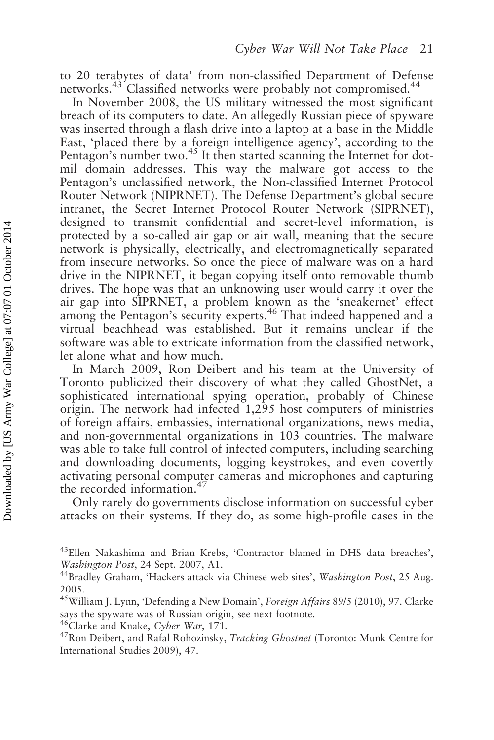to 20 terabytes of data' from non-classified Department of Defense networks.[43] Classified networks were probably not compromised.[44]

In November 2008, the US military witnessed the most significant breach of its computers to date. An allegedly Russian piece of spyware was inserted through a flash drive into a laptop at a base in the Middle East, 'placed there by a foreign intelligence agency', according to the Pentagon's number two.[45] It then started scanning the Internet for dot-mil domain addresses. This way the malware got access to the Pentagon's unclassified network, the Non-classified Internet Protocol Router Network (NIPRNET). The Defense Department's global secure intranet, the Secret Internet Protocol Router Network (SIPRNET), designed to transmit confidential and secret-level information, is protected by a so-called air gap or air wall, meaning that the secure network is physically, electrically, and electromagnetically separated from insecure networks. So once the piece of malware was on a hard drive in the NIPRNET, it began copying itself onto removable thumb drives. The hope was that an unknowing user would carry it over the air gap into SIPRNET, a problem known as the 'sneakernet' effect among the Pentagon's security experts.[46] That indeed happened and a virtual beachhead was established. But it remains unclear if the software was able to extricate information from the classified network, let alone what and how much.

In March 2009, Ron Deibert and his team at the University of Toronto publicized their discovery of what they called GhostNet, a sophisticated international spying operation, probably of Chinese origin. The network had infected 1,295 host computers of ministries of foreign affairs, embassies, international organizations, news media, and non-governmental organizations in 103 countries. The malware was able to take full control of infected computers, including searching and downloading documents, logging keystrokes, and even covertly activating personal computer cameras and microphones and capturing the recorded information.[47]

Only rarely do governments disclose information on successful cyber attacks on their systems. If they do, as some high-profile cases in the

---

[43] Ellen Nakashima and Brian Krebs, 'Contractor blamed in DHS data breaches', *Washington Post*, 24 Sept. 2007, A1.

[44] Bradley Graham, 'Hackers attack via Chinese web sites', *Washington Post*, 25 Aug. 2005.

[45] William J. Lynn, 'Defending a New Domain', *Foreign Affairs* 89/5 (2010), 97. Clarke says the spyware was of Russian origin, see next footnote.

[46] Clarke and Knake, *Cyber War*, 171.

[47] Ron Deibert, and Rafal Rohozinsky, *Tracking Ghostnet* (Toronto: Munk Centre for International Studies 2009), 47.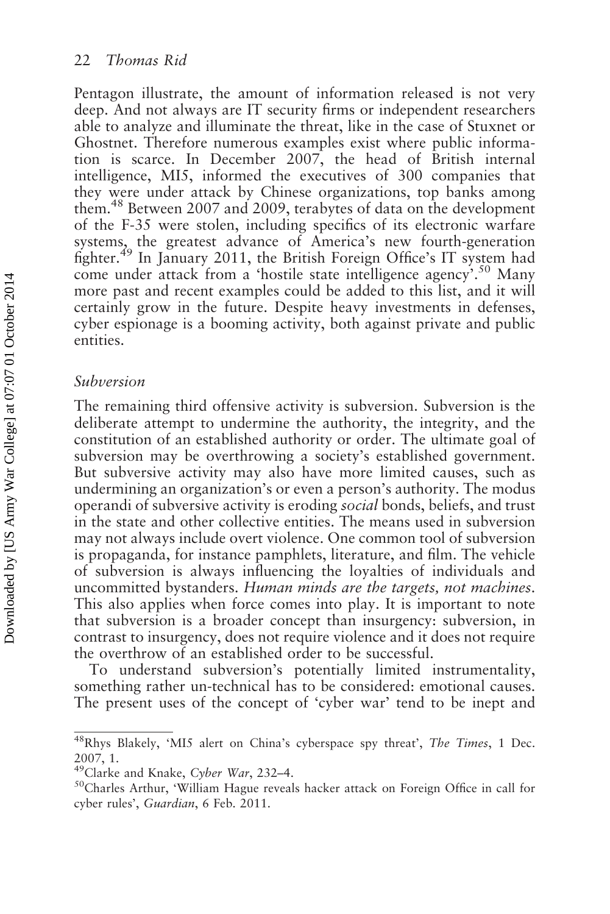Pentagon illustrate, the amount of information released is not very deep. And not always are IT security firms or independent researchers able to analyze and illuminate the threat, like in the case of Stuxnet or Ghostnet. Therefore numerous examples exist where public information is scarce. In December 2007, the head of British internal intelligence, MI5, informed the executives of 300 companies that they were under attack by Chinese organizations, top banks among them.[48] Between 2007 and 2009, terabytes of data on the development of the F-35 were stolen, including specifics of its electronic warfare systems, the greatest advance of America's new fourth-generation fighter.[49] In January 2011, the British Foreign Office's IT system had come under attack from a 'hostile state intelligence agency'.[50] Many more past and recent examples could be added to this list, and it will certainly grow in the future. Despite heavy investments in defenses, cyber espionage is a booming activity, both against private and public entities.

### *Subversion*

The remaining third offensive activity is subversion. Subversion is the deliberate attempt to undermine the authority, the integrity, and the constitution of an established authority or order. The ultimate goal of subversion may be overthrowing a society's established government. But subversive activity may also have more limited causes, such as undermining an organization's or even a person's authority. The modus operandi of subversive activity is eroding *social* bonds, beliefs, and trust in the state and other collective entities. The means used in subversion may not always include overt violence. One common tool of subversion is propaganda, for instance pamphlets, literature, and film. The vehicle of subversion is always influencing the loyalties of individuals and uncommitted bystanders. *Human minds are the targets, not machines.* This also applies when force comes into play. It is important to note that subversion is a broader concept than insurgency: subversion, in contrast to insurgency, does not require violence and it does not require the overthrow of an established order to be successful.

To understand subversion's potentially limited instrumentality, something rather un-technical has to be considered: emotional causes. The present uses of the concept of 'cyber war' tend to be inept and

[48] Rhys Blakely, 'MI5 alert on China's cyberspace spy threat', *The Times*, 1 Dec. 2007, 1.

[49] Clarke and Knake, *Cyber War*, 232–4.

[50] Charles Arthur, 'William Hague reveals hacker attack on Foreign Office in call for cyber rules', *Guardian*, 6 Feb. 2011.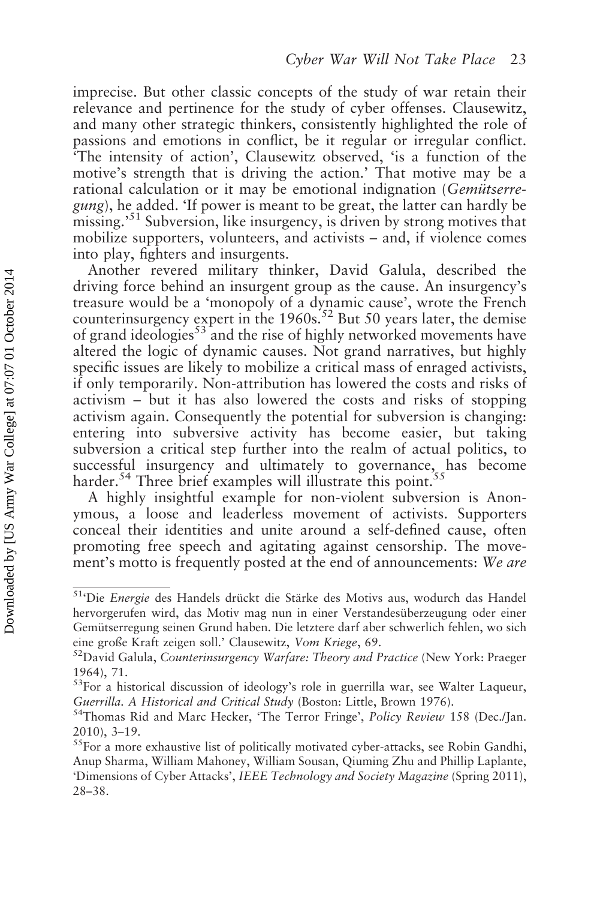imprecise. But other classic concepts of the study of war retain their relevance and pertinence for the study of cyber offenses. Clausewitz, and many other strategic thinkers, consistently highlighted the role of passions and emotions in conflict, be it regular or irregular conflict. 'The intensity of action', Clausewitz observed, 'is a function of the motive's strength that is driving the action.' That motive may be a rational calculation or it may be emotional indignation (*Gemütserregung*), he added. 'If power is meant to be great, the latter can hardly be missing.'[51] Subversion, like insurgency, is driven by strong motives that mobilize supporters, volunteers, and activists – and, if violence comes into play, fighters and insurgents.

Another revered military thinker, David Galula, described the driving force behind an insurgent group as the cause. An insurgency's treasure would be a 'monopoly of a dynamic cause', wrote the French counterinsurgency expert in the 1960s.[52] But 50 years later, the demise of grand ideologies[53] and the rise of highly networked movements have altered the logic of dynamic causes. Not grand narratives, but highly specific issues are likely to mobilize a critical mass of enraged activists, if only temporarily. Non-attribution has lowered the costs and risks of activism – but it has also lowered the costs and risks of stopping activism again. Consequently the potential for subversion is changing: entering into subversive activity has become easier, but taking subversion a critical step further into the realm of actual politics, to successful insurgency and ultimately to governance, has become harder.[54] Three brief examples will illustrate this point.[55]

A highly insightful example for non-violent subversion is Anonymous, a loose and leaderless movement of activists. Supporters conceal their identities and unite around a self-defined cause, often promoting free speech and agitating against censorship. The movement's motto is frequently posted at the end of announcements: *We are*

---

[51]'Die *Energie* des Handels drückt die Stärke des Motivs aus, wodurch das Handel hervorgerufen wird, das Motiv mag nun in einer Verstandesüberzeugung oder einer Gemütserregung seinen Grund haben. Die letztere darf aber schwerlich fehlen, wo sich eine große Kraft zeigen soll.' Clausewitz, *Vom Kriege*, 69.

[52]David Galula, *Counterinsurgency Warfare: Theory and Practice* (New York: Praeger 1964), 71.

[53]For a historical discussion of ideology's role in guerrilla war, see Walter Laqueur, *Guerrilla. A Historical and Critical Study* (Boston: Little, Brown 1976).

[54]Thomas Rid and Marc Hecker, 'The Terror Fringe', *Policy Review* 158 (Dec./Jan. 2010), 3–19.

[55]For a more exhaustive list of politically motivated cyber-attacks, see Robin Gandhi, Anup Sharma, William Mahoney, William Sousan, Qiuming Zhu and Phillip Laplante, 'Dimensions of Cyber Attacks', *IEEE Technology and Society Magazine* (Spring 2011), 28–38.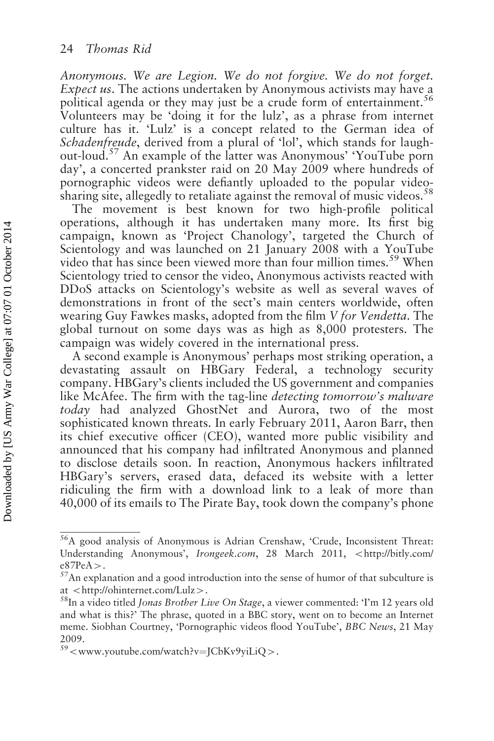*Anonymous. We are Legion. We do not forgive. We do not forget. Expect us*. The actions undertaken by Anonymous activists may have a political agenda or they may just be a crude form of entertainment.[56] Volunteers may be 'doing it for the lulz', as a phrase from internet culture has it. 'Lulz' is a concept related to the German idea of *Schadenfreude*, derived from a plural of 'lol', which stands for laugh-out-loud.[57] An example of the latter was Anonymous' 'YouTube porn day', a concerted prankster raid on 20 May 2009 where hundreds of pornographic videos were defiantly uploaded to the popular video-sharing site, allegedly to retaliate against the removal of music videos.[58]

The movement is best known for two high-profile political operations, although it has undertaken many more. Its first big campaign, known as 'Project Chanology', targeted the Church of Scientology and was launched on 21 January 2008 with a YouTube video that has since been viewed more than four million times.[59] When Scientology tried to censor the video, Anonymous activists reacted with DDoS attacks on Scientology's website as well as several waves of demonstrations in front of the sect's main centers worldwide, often wearing Guy Fawkes masks, adopted from the film *V for Vendetta*. The global turnout on some days was as high as 8,000 protesters. The campaign was widely covered in the international press.

A second example is Anonymous' perhaps most striking operation, a devastating assault on HBGary Federal, a technology security company. HBGary's clients included the US government and companies like McAfee. The firm with the tag-line *detecting tomorrow's malware today* had analyzed GhostNet and Aurora, two of the most sophisticated known threats. In early February 2011, Aaron Barr, then its chief executive officer (CEO), wanted more public visibility and announced that his company had infiltrated Anonymous and planned to disclose details soon. In reaction, Anonymous hackers infiltrated HBGary's servers, erased data, defaced its website with a letter ridiculing the firm with a download link to a leak of more than 40,000 of its emails to The Pirate Bay, took down the company's phone

---

[56] A good analysis of Anonymous is Adrian Crenshaw, 'Crude, Inconsistent Threat: Understanding Anonymous', *Irongeek.com*, 28 March 2011, <http://bitly.com/e87PeA>.

[57] An explanation and a good introduction into the sense of humor of that subculture is at <http://ohinternet.com/Lulz>.

[58] In a video titled *Jonas Brother Live On Stage*, a viewer commented: 'I'm 12 years old and what is this?' The phrase, quoted in a BBC story, went on to become an Internet meme. Siobhan Courtney, 'Pornographic videos flood YouTube', *BBC News*, 21 May 2009.

[59] <www.youtube.com/watch?v=JCbKv9yiLiQ>.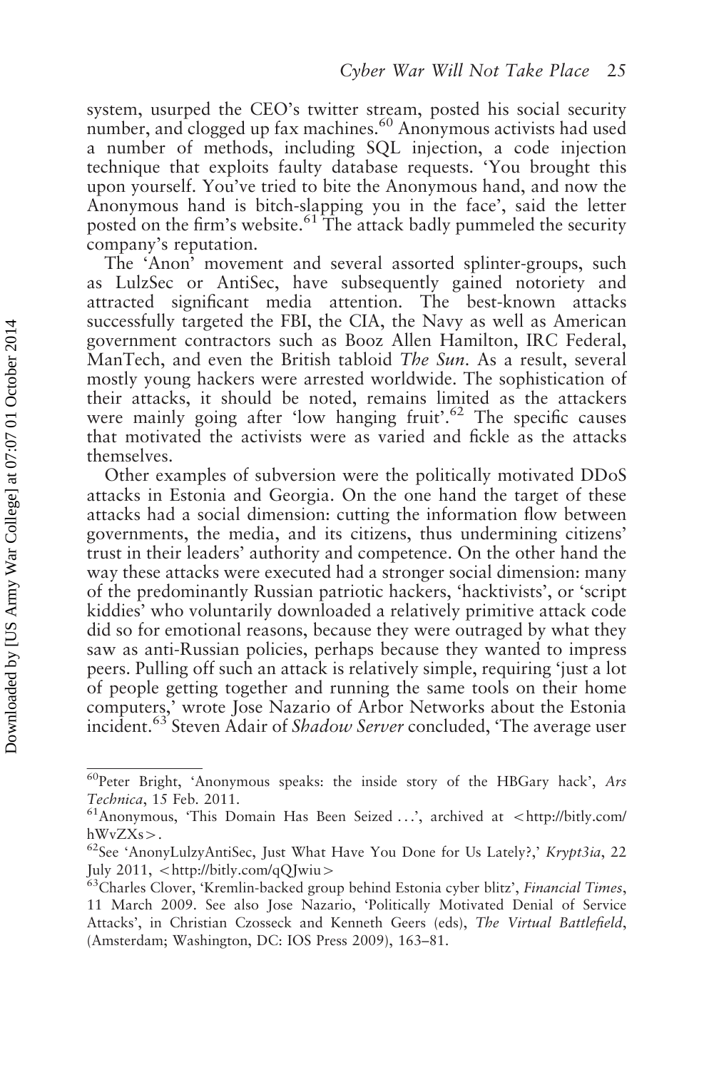system, usurped the CEO's twitter stream, posted his social security number, and clogged up fax machines.[60] Anonymous activists had used a number of methods, including SQL injection, a code injection technique that exploits faulty database requests. 'You brought this upon yourself. You've tried to bite the Anonymous hand, and now the Anonymous hand is bitch-slapping you in the face', said the letter posted on the firm's website.[61] The attack badly pummeled the security company's reputation.

The 'Anon' movement and several assorted splinter-groups, such as LulzSec or AntiSec, have subsequently gained notoriety and attracted significant media attention. The best-known attacks successfully targeted the FBI, the CIA, the Navy as well as American government contractors such as Booz Allen Hamilton, IRC Federal, ManTech, and even the British tabloid *The Sun*. As a result, several mostly young hackers were arrested worldwide. The sophistication of their attacks, it should be noted, remains limited as the attackers were mainly going after 'low hanging fruit'.[62] The specific causes that motivated the activists were as varied and fickle as the attacks themselves.

Other examples of subversion were the politically motivated DDoS attacks in Estonia and Georgia. On the one hand the target of these attacks had a social dimension: cutting the information flow between governments, the media, and its citizens, thus undermining citizens' trust in their leaders' authority and competence. On the other hand the way these attacks were executed had a stronger social dimension: many of the predominantly Russian patriotic hackers, 'hacktivists', or 'script kiddies' who voluntarily downloaded a relatively primitive attack code did so for emotional reasons, because they were outraged by what they saw as anti-Russian policies, perhaps because they wanted to impress peers. Pulling off such an attack is relatively simple, requiring 'just a lot of people getting together and running the same tools on their home computers,' wrote Jose Nazario of Arbor Networks about the Estonia incident.[63] Steven Adair of *Shadow Server* concluded, 'The average user

---

[60] Peter Bright, 'Anonymous speaks: the inside story of the HBGary hack', *Ars Technica*, 15 Feb. 2011.

[61] Anonymous, 'This Domain Has Been Seized ...', archived at <http://bitly.com/hWvZXs>.

[62] See 'AnonyLulzyAntiSec, Just What Have You Done for Us Lately?,' *Krypt3ia*, 22 July 2011, <http://bitly.com/qQJwiu>

[63] Charles Clover, 'Kremlin-backed group behind Estonia cyber blitz', *Financial Times*, 11 March 2009. See also Jose Nazario, 'Politically Motivated Denial of Service Attacks', in Christian Czosseck and Kenneth Geers (eds), *The Virtual Battlefield*, (Amsterdam; Washington, DC: IOS Press 2009), 163–81.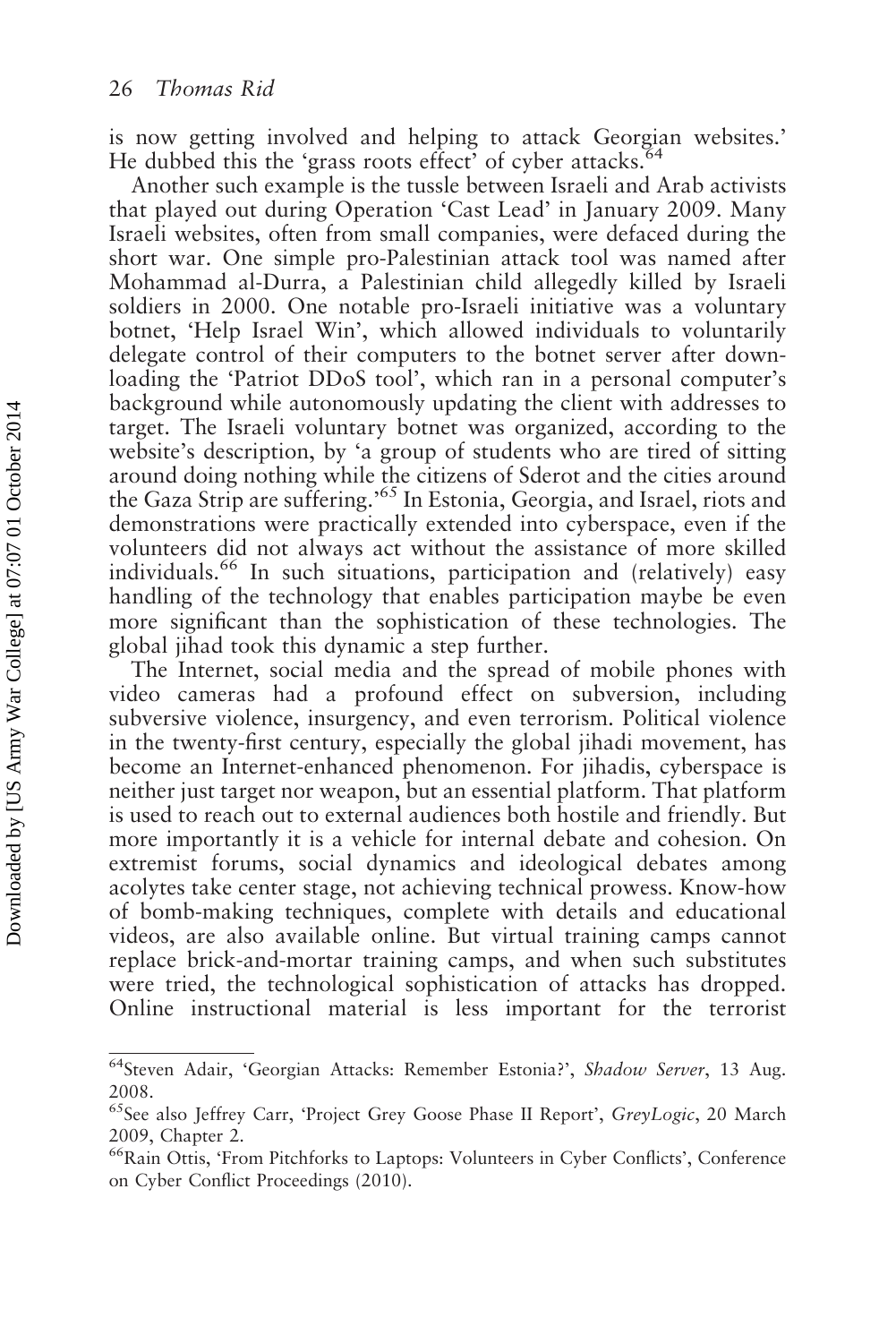is now getting involved and helping to attack Georgian websites.' He dubbed this the 'grass roots effect' of cyber attacks.[64]

Another such example is the tussle between Israeli and Arab activists that played out during Operation 'Cast Lead' in January 2009. Many Israeli websites, often from small companies, were defaced during the short war. One simple pro-Palestinian attack tool was named after Mohammad al-Durra, a Palestinian child allegedly killed by Israeli soldiers in 2000. One notable pro-Israeli initiative was a voluntary botnet, 'Help Israel Win', which allowed individuals to voluntarily delegate control of their computers to the botnet server after downloading the 'Patriot DDoS tool', which ran in a personal computer's background while autonomously updating the client with addresses to target. The Israeli voluntary botnet was organized, according to the website's description, by 'a group of students who are tired of sitting around doing nothing while the citizens of Sderot and the cities around the Gaza Strip are suffering.'[65] In Estonia, Georgia, and Israel, riots and demonstrations were practically extended into cyberspace, even if the volunteers did not always act without the assistance of more skilled individuals.[66] In such situations, participation and (relatively) easy handling of the technology that enables participation maybe be even more significant than the sophistication of these technologies. The global jihad took this dynamic a step further.

The Internet, social media and the spread of mobile phones with video cameras had a profound effect on subversion, including subversive violence, insurgency, and even terrorism. Political violence in the twenty-first century, especially the global jihadi movement, has become an Internet-enhanced phenomenon. For jihadis, cyberspace is neither just target nor weapon, but an essential platform. That platform is used to reach out to external audiences both hostile and friendly. But more importantly it is a vehicle for internal debate and cohesion. On extremist forums, social dynamics and ideological debates among acolytes take center stage, not achieving technical prowess. Know-how of bomb-making techniques, complete with details and educational videos, are also available online. But virtual training camps cannot replace brick-and-mortar training camps, and when such substitutes were tried, the technological sophistication of attacks has dropped. Online instructional material is less important for the terrorist

---

[64] Steven Adair, 'Georgian Attacks: Remember Estonia?', *Shadow Server*, 13 Aug. 2008.

[65] See also Jeffrey Carr, 'Project Grey Goose Phase II Report', *GreyLogic*, 20 March 2009, Chapter 2.

[66] Rain Ottis, 'From Pitchforks to Laptops: Volunteers in Cyber Conflicts', Conference on Cyber Conflict Proceedings (2010).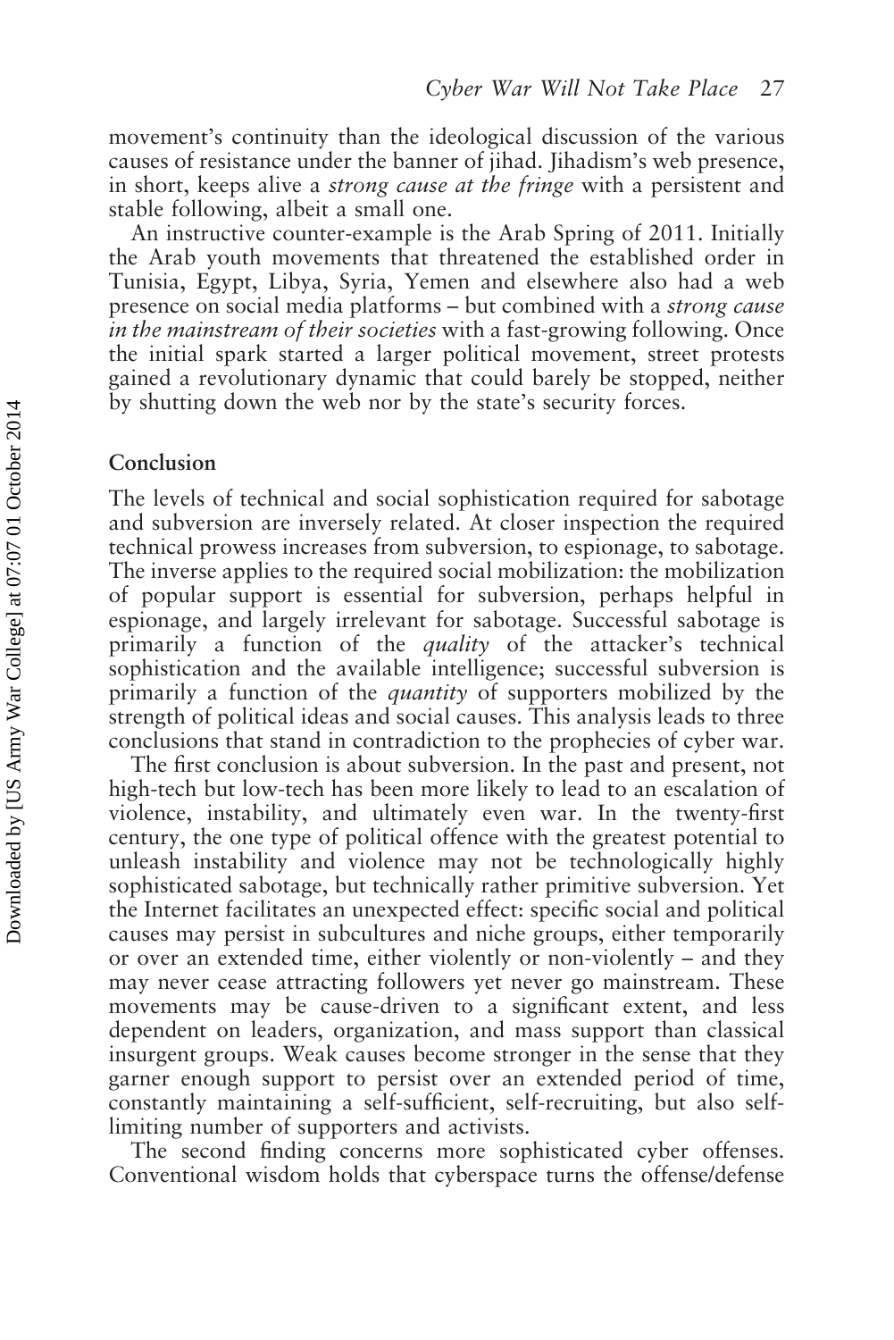movement's continuity than the ideological discussion of the various causes of resistance under the banner of jihad. Jihadism's web presence, in short, keeps alive a *strong cause at the fringe* with a persistent and stable following, albeit a small one.

An instructive counter-example is the Arab Spring of 2011. Initially the Arab youth movements that threatened the established order in Tunisia, Egypt, Libya, Syria, Yemen and elsewhere also had a web presence on social media platforms – but combined with a *strong cause in the mainstream of their societies* with a fast-growing following. Once the initial spark started a larger political movement, street protests gained a revolutionary dynamic that could barely be stopped, neither by shutting down the web nor by the state's security forces.

## Conclusion

The levels of technical and social sophistication required for sabotage and subversion are inversely related. At closer inspection the required technical prowess increases from subversion, to espionage, to sabotage. The inverse applies to the required social mobilization: the mobilization of popular support is essential for subversion, perhaps helpful in espionage, and largely irrelevant for sabotage. Successful sabotage is primarily a function of the *quality* of the attacker's technical sophistication and the available intelligence; successful subversion is primarily a function of the *quantity* of supporters mobilized by the strength of political ideas and social causes. This analysis leads to three conclusions that stand in contradiction to the prophecies of cyber war.

The first conclusion is about subversion. In the past and present, not high-tech but low-tech has been more likely to lead to an escalation of violence, instability, and ultimately even war. In the twenty-first century, the one type of political offence with the greatest potential to unleash instability and violence may not be technologically highly sophisticated sabotage, but technically rather primitive subversion. Yet the Internet facilitates an unexpected effect: specific social and political causes may persist in subcultures and niche groups, either temporarily or over an extended time, either violently or non-violently – and they may never cease attracting followers yet never go mainstream. These movements may be cause-driven to a significant extent, and less dependent on leaders, organization, and mass support than classical insurgent groups. Weak causes become stronger in the sense that they garner enough support to persist over an extended period of time, constantly maintaining a self-sufficient, self-recruiting, but also self-limiting number of supporters and activists.

The second finding concerns more sophisticated cyber offenses. Conventional wisdom holds that cyberspace turns the offense/defense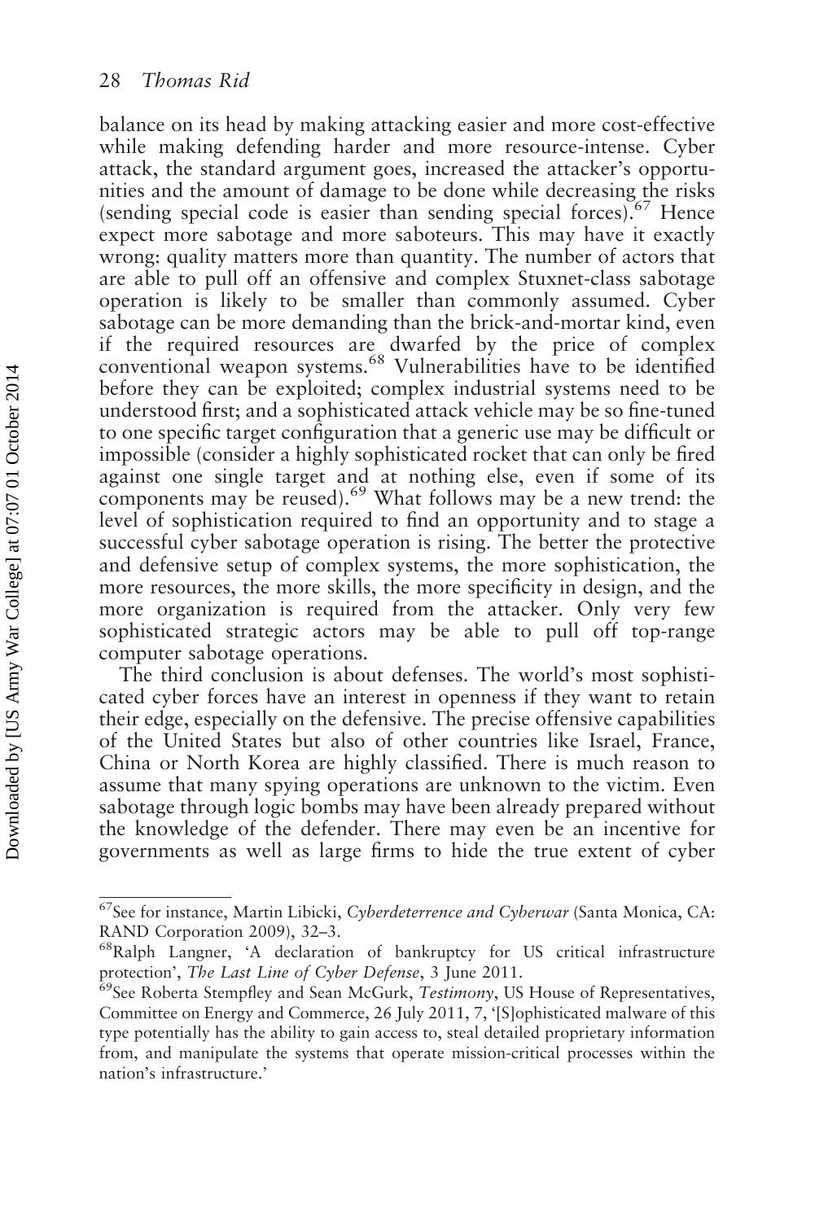balance on its head by making attacking easier and more cost-effective while making defending harder and more resource-intense. Cyber attack, the standard argument goes, increased the attacker's opportunities and the amount of damage to be done while decreasing the risks (sending special code is easier than sending special forces).[67] Hence expect more sabotage and more saboteurs. This may have it exactly wrong: quality matters more than quantity. The number of actors that are able to pull off an offensive and complex Stuxnet-class sabotage operation is likely to be smaller than commonly assumed. Cyber sabotage can be more demanding than the brick-and-mortar kind, even if the required resources are dwarfed by the price of complex conventional weapon systems.[68] Vulnerabilities have to be identified before they can be exploited; complex industrial systems need to be understood first; and a sophisticated attack vehicle may be so fine-tuned to one specific target configuration that a generic use may be difficult or impossible (consider a highly sophisticated rocket that can only be fired against one single target and at nothing else, even if some of its components may be reused).[69] What follows may be a new trend: the level of sophistication required to find an opportunity and to stage a successful cyber sabotage operation is rising. The better the protective and defensive setup of complex systems, the more sophistication, the more resources, the more skills, the more specificity in design, and the more organization is required from the attacker. Only very few sophisticated strategic actors may be able to pull off top-range computer sabotage operations.

The third conclusion is about defenses. The world's most sophisticated cyber forces have an interest in openness if they want to retain their edge, especially on the defensive. The precise offensive capabilities of the United States but also of other countries like Israel, France, China or North Korea are highly classified. There is much reason to assume that many spying operations are unknown to the victim. Even sabotage through logic bombs may have been already prepared without the knowledge of the defender. There may even be an incentive for governments as well as large firms to hide the true extent of cyber

---

[67]See for instance, Martin Libicki, *Cyberdeterrence and Cyberwar* (Santa Monica, CA: RAND Corporation 2009), 32–3.

[68]Ralph Langner, 'A declaration of bankruptcy for US critical infrastructure protection', *The Last Line of Cyber Defense*, 3 June 2011.

[69]See Roberta Stempfley and Sean McGurk, *Testimony*, US House of Representatives, Committee on Energy and Commerce, 26 July 2011, 7, '[S]ophisticated malware of this type potentially has the ability to gain access to, steal detailed proprietary information from, and manipulate the systems that operate mission-critical processes within the nation's infrastructure.'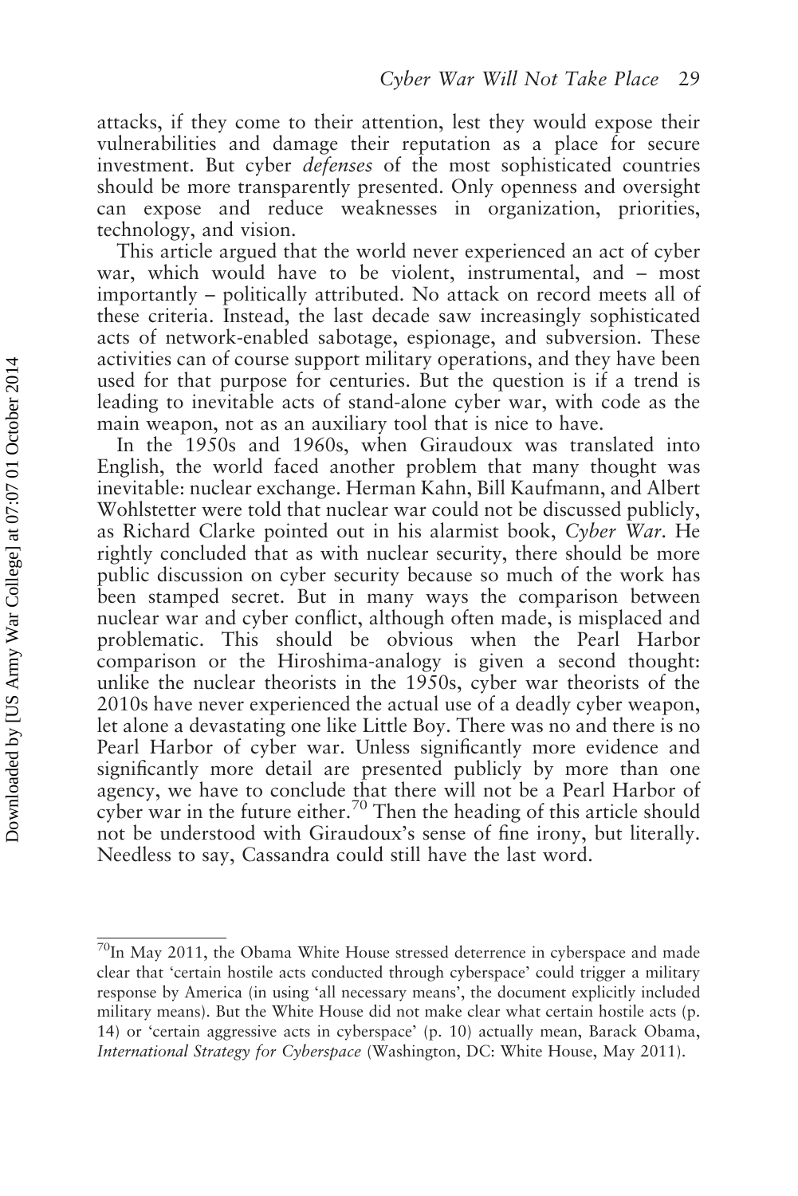attacks, if they come to their attention, lest they would expose their vulnerabilities and damage their reputation as a place for secure investment. But cyber *defenses* of the most sophisticated countries should be more transparently presented. Only openness and oversight can expose and reduce weaknesses in organization, priorities, technology, and vision.

This article argued that the world never experienced an act of cyber war, which would have to be violent, instrumental, and – most importantly – politically attributed. No attack on record meets all of these criteria. Instead, the last decade saw increasingly sophisticated acts of network-enabled sabotage, espionage, and subversion. These activities can of course support military operations, and they have been used for that purpose for centuries. But the question is if a trend is leading to inevitable acts of stand-alone cyber war, with code as the main weapon, not as an auxiliary tool that is nice to have.

In the 1950s and 1960s, when Giraudoux was translated into English, the world faced another problem that many thought was inevitable: nuclear exchange. Herman Kahn, Bill Kaufmann, and Albert Wohlstetter were told that nuclear war could not be discussed publicly, as Richard Clarke pointed out in his alarmist book, *Cyber War*. He rightly concluded that as with nuclear security, there should be more public discussion on cyber security because so much of the work has been stamped secret. But in many ways the comparison between nuclear war and cyber conflict, although often made, is misplaced and problematic. This should be obvious when the Pearl Harbor comparison or the Hiroshima-analogy is given a second thought: unlike the nuclear theorists in the 1950s, cyber war theorists of the 2010s have never experienced the actual use of a deadly cyber weapon, let alone a devastating one like Little Boy. There was no and there is no Pearl Harbor of cyber war. Unless significantly more evidence and significantly more detail are presented publicly by more than one agency, we have to conclude that there will not be a Pearl Harbor of cyber war in the future either.[70] Then the heading of this article should not be understood with Giraudoux's sense of fine irony, but literally. Needless to say, Cassandra could still have the last word.

---

[70] In May 2011, the Obama White House stressed deterrence in cyberspace and made clear that 'certain hostile acts conducted through cyberspace' could trigger a military response by America (in using 'all necessary means', the document explicitly included military means). But the White House did not make clear what certain hostile acts (p. 14) or 'certain aggressive acts in cyberspace' (p. 10) actually mean, Barack Obama, *International Strategy for Cyberspace* (Washington, DC: White House, May 2011).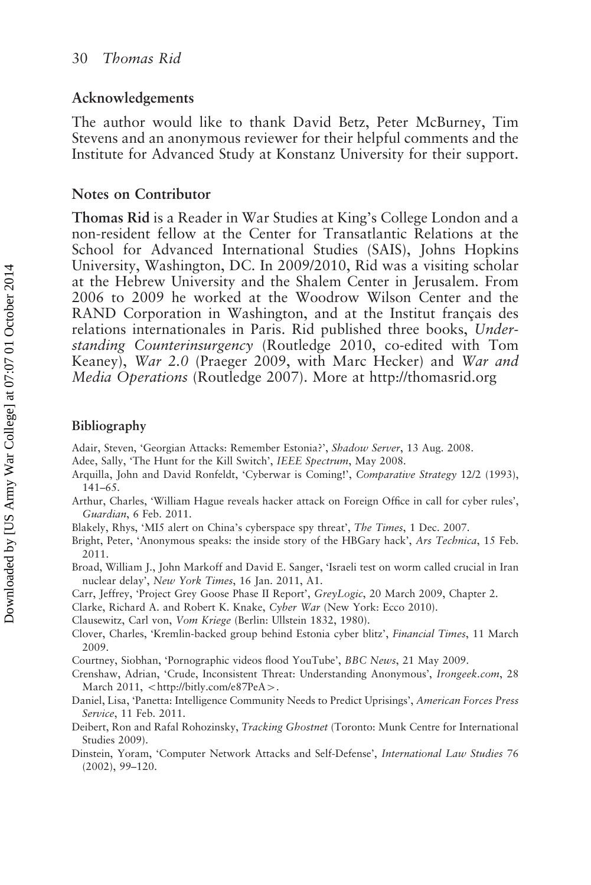## Acknowledgements

The author would like to thank David Betz, Peter McBurney, Tim Stevens and an anonymous reviewer for their helpful comments and the Institute for Advanced Study at Konstanz University for their support.

## Notes on Contributor

**Thomas Rid** is a Reader in War Studies at King's College London and a non-resident fellow at the Center for Transatlantic Relations at the School for Advanced International Studies (SAIS), Johns Hopkins University, Washington, DC. In 2009/2010, Rid was a visiting scholar at the Hebrew University and the Shalem Center in Jerusalem. From 2006 to 2009 he worked at the Woodrow Wilson Center and the RAND Corporation in Washington, and at the Institut français des relations internationales in Paris. Rid published three books, *Understanding Counterinsurgency* (Routledge 2010, co-edited with Tom Keaney), *War 2.0* (Praeger 2009, with Marc Hecker) and *War and Media Operations* (Routledge 2007). More at http://thomasrid.org

## Bibliography

Adair, Steven, 'Georgian Attacks: Remember Estonia?', *Shadow Server*, 13 Aug. 2008.

Adee, Sally, 'The Hunt for the Kill Switch', *IEEE Spectrum*, May 2008.

Arquilla, John and David Ronfeldt, 'Cyberwar is Coming!', *Comparative Strategy* 12/2 (1993), 141–65.

Arthur, Charles, 'William Hague reveals hacker attack on Foreign Office in call for cyber rules', *Guardian*, 6 Feb. 2011.

Blakely, Rhys, 'MI5 alert on China's cyberspace spy threat', *The Times*, 1 Dec. 2007.

Bright, Peter, 'Anonymous speaks: the inside story of the HBGary hack', *Ars Technica*, 15 Feb. 2011.

Broad, William J., John Markoff and David E. Sanger, 'Israeli test on worm called crucial in Iran nuclear delay', *New York Times*, 16 Jan. 2011, A1.

Carr, Jeffrey, 'Project Grey Goose Phase II Report', *GreyLogic*, 20 March 2009, Chapter 2.

Clarke, Richard A. and Robert K. Knake, *Cyber War* (New York: Ecco 2010).

Clausewitz, Carl von, *Vom Kriege* (Berlin: Ullstein 1832, 1980).

Clover, Charles, 'Kremlin-backed group behind Estonia cyber blitz', *Financial Times*, 11 March 2009.

Courtney, Siobhan, 'Pornographic videos flood YouTube', *BBC News*, 21 May 2009.

Crenshaw, Adrian, 'Crude, Inconsistent Threat: Understanding Anonymous', *Irongeek.com*, 28 March 2011, <http://bitly.com/e87PeA>.

Daniel, Lisa, 'Panetta: Intelligence Community Needs to Predict Uprisings', *American Forces Press Service*, 11 Feb. 2011.

Deibert, Ron and Rafal Rohozinsky, *Tracking Ghostnet* (Toronto: Munk Centre for International Studies 2009).

Dinstein, Yoram, 'Computer Network Attacks and Self-Defense', *International Law Studies* 76 (2002), 99–120.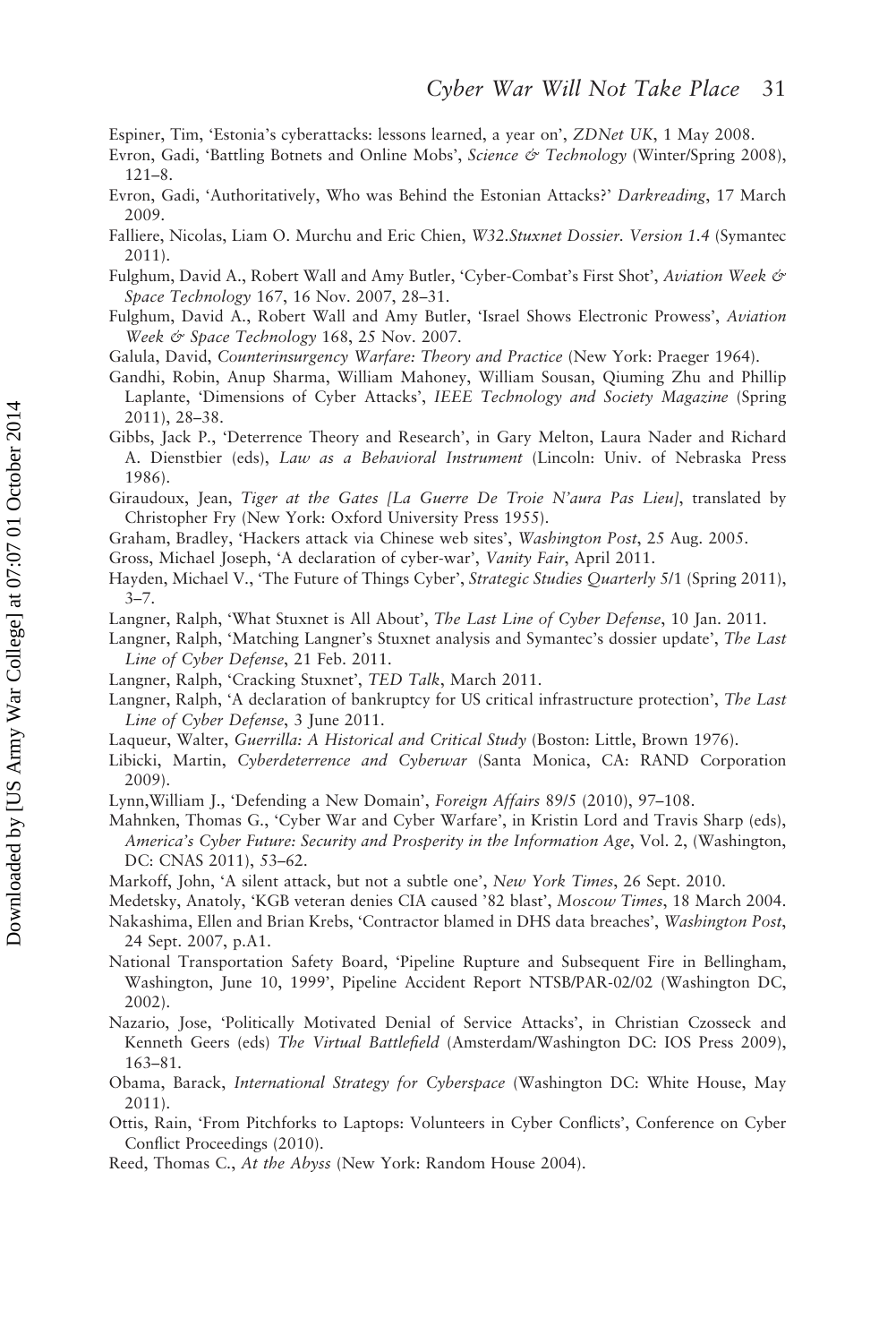Espiner, Tim, 'Estonia's cyberattacks: lessons learned, a year on', *ZDNet UK*, 1 May 2008.

Evron, Gadi, 'Battling Botnets and Online Mobs', *Science & Technology* (Winter/Spring 2008), 121–8.

Evron, Gadi, 'Authoritatively, Who was Behind the Estonian Attacks?' *Darkreading*, 17 March 2009.

Falliere, Nicolas, Liam O. Murchu and Eric Chien, *W32.Stuxnet Dossier. Version 1.4* (Symantec 2011).

Fulghum, David A., Robert Wall and Amy Butler, 'Cyber-Combat's First Shot', *Aviation Week & Space Technology* 167, 16 Nov. 2007, 28–31.

Fulghum, David A., Robert Wall and Amy Butler, 'Israel Shows Electronic Prowess', *Aviation Week & Space Technology* 168, 25 Nov. 2007.

Galula, David, *Counterinsurgency Warfare: Theory and Practice* (New York: Praeger 1964).

Gandhi, Robin, Anup Sharma, William Mahoney, William Sousan, Qiuming Zhu and Phillip Laplante, 'Dimensions of Cyber Attacks', *IEEE Technology and Society Magazine* (Spring 2011), 28–38.

Gibbs, Jack P., 'Deterrence Theory and Research', in Gary Melton, Laura Nader and Richard A. Dienstbier (eds), *Law as a Behavioral Instrument* (Lincoln: Univ. of Nebraska Press 1986).

Giraudoux, Jean, *Tiger at the Gates [La Guerre De Troie N'aura Pas Lieu]*, translated by Christopher Fry (New York: Oxford University Press 1955).

Graham, Bradley, 'Hackers attack via Chinese web sites', *Washington Post*, 25 Aug. 2005.

Gross, Michael Joseph, 'A declaration of cyber-war', *Vanity Fair*, April 2011.

Hayden, Michael V., 'The Future of Things Cyber', *Strategic Studies Quarterly* 5/1 (Spring 2011), 3–7.

Langner, Ralph, 'What Stuxnet is All About', *The Last Line of Cyber Defense*, 10 Jan. 2011.

Langner, Ralph, 'Matching Langner's Stuxnet analysis and Symantec's dossier update', *The Last Line of Cyber Defense*, 21 Feb. 2011.

Langner, Ralph, 'Cracking Stuxnet', *TED Talk*, March 2011.

Langner, Ralph, 'A declaration of bankruptcy for US critical infrastructure protection', *The Last Line of Cyber Defense*, 3 June 2011.

Laqueur, Walter, *Guerrilla: A Historical and Critical Study* (Boston: Little, Brown 1976).

Libicki, Martin, *Cyberdeterrence and Cyberwar* (Santa Monica, CA: RAND Corporation 2009).

Lynn,William J., 'Defending a New Domain', *Foreign Affairs* 89/5 (2010), 97–108.

Mahnken, Thomas G., 'Cyber War and Cyber Warfare', in Kristin Lord and Travis Sharp (eds), *America's Cyber Future: Security and Prosperity in the Information Age*, Vol. 2, (Washington, DC: CNAS 2011), 53–62.

Markoff, John, 'A silent attack, but not a subtle one', *New York Times*, 26 Sept. 2010.

Medetsky, Anatoly, 'KGB veteran denies CIA caused '82 blast', *Moscow Times*, 18 March 2004.

Nakashima, Ellen and Brian Krebs, 'Contractor blamed in DHS data breaches', *Washington Post*, 24 Sept. 2007, p.A1.

National Transportation Safety Board, 'Pipeline Rupture and Subsequent Fire in Bellingham, Washington, June 10, 1999', Pipeline Accident Report NTSB/PAR-02/02 (Washington DC, 2002).

Nazario, Jose, 'Politically Motivated Denial of Service Attacks', in Christian Czosseck and Kenneth Geers (eds) *The Virtual Battlefield* (Amsterdam/Washington DC: IOS Press 2009), 163–81.

Obama, Barack, *International Strategy for Cyberspace* (Washington DC: White House, May 2011).

Ottis, Rain, 'From Pitchforks to Laptops: Volunteers in Cyber Conflicts', Conference on Cyber Conflict Proceedings (2010).

Reed, Thomas C., *At the Abyss* (New York: Random House 2004).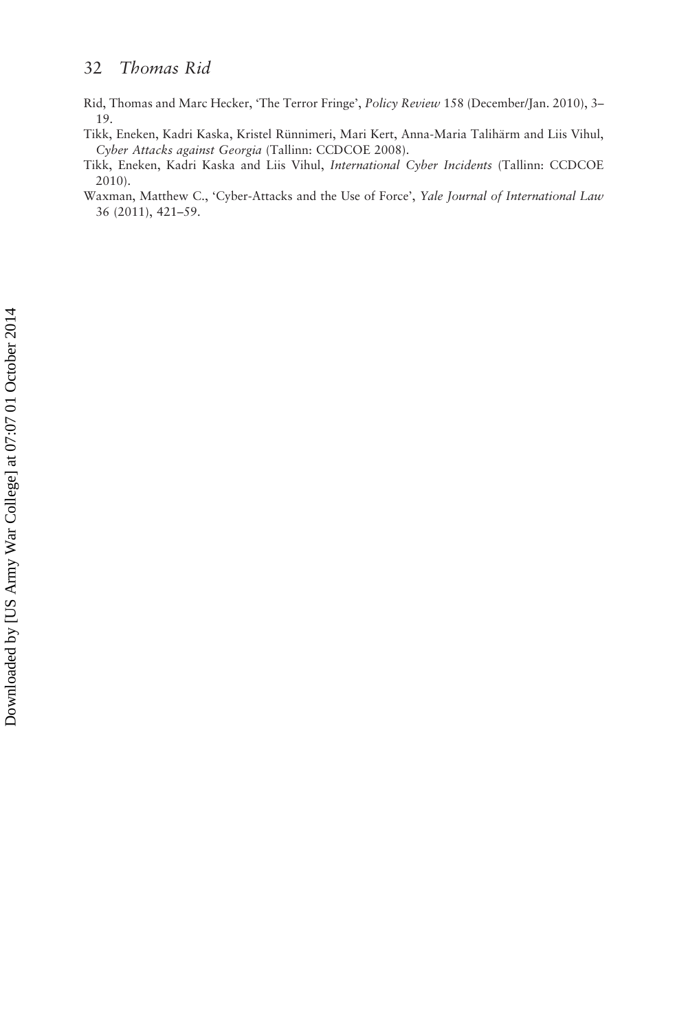Rid, Thomas and Marc Hecker, 'The Terror Fringe', *Policy Review* 158 (December/Jan. 2010), 3–19.

Tikk, Eneken, Kadri Kaska, Kristel Rünnimeri, Mari Kert, Anna-Maria Talihärm and Liis Vihul, *Cyber Attacks against Georgia* (Tallinn: CCDCOE 2008).

Tikk, Eneken, Kadri Kaska and Liis Vihul, *International Cyber Incidents* (Tallinn: CCDCOE 2010).

Waxman, Matthew C., 'Cyber-Attacks and the Use of Force', *Yale Journal of International Law* 36 (2011), 421–59.